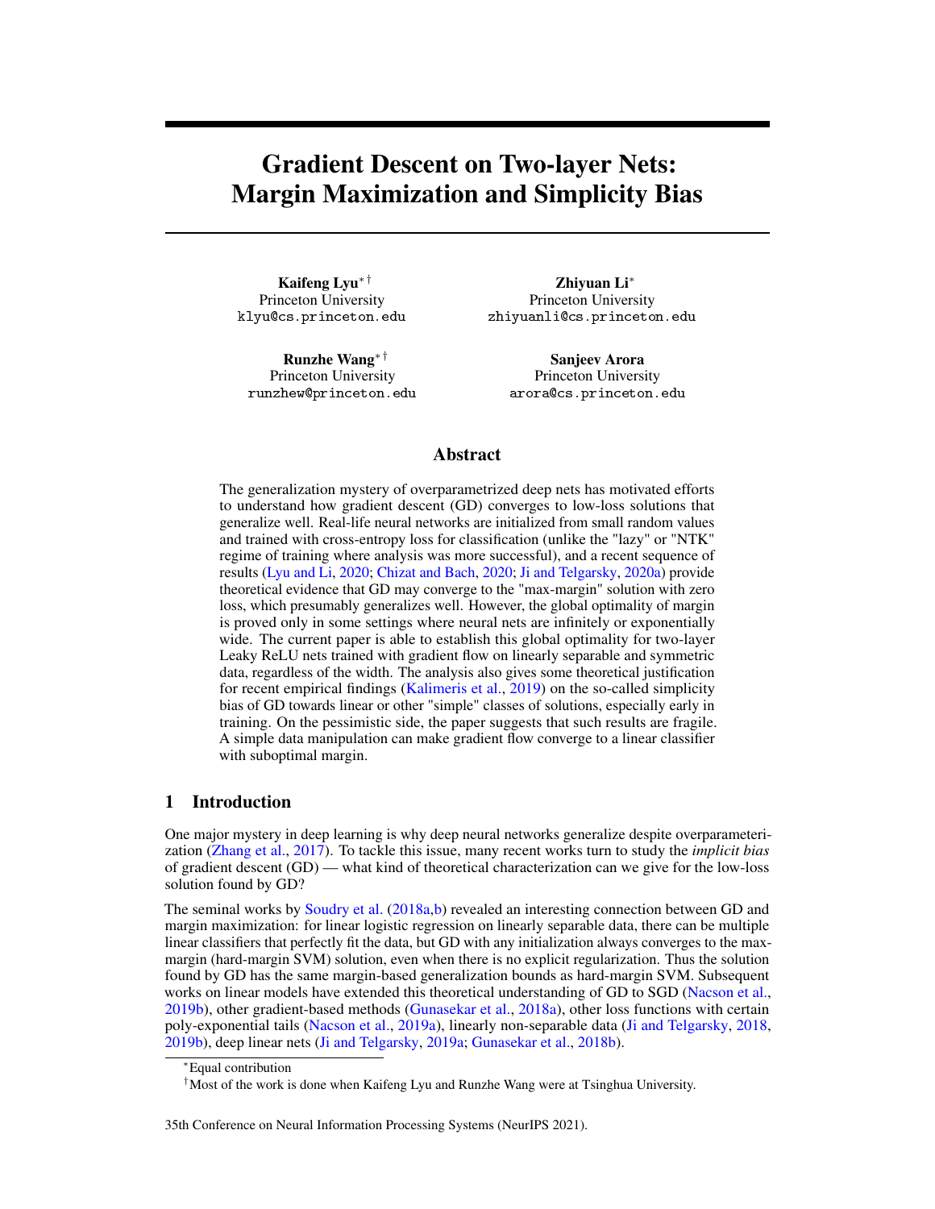# Gradient Descent on Two-layer Nets: Margin Maximization and Simplicity Bias

**Kaifeng Lyu**[*][†]
Princeton University
klyu@cs.princeton.edu

**Zhiyuan Li**[*]
Princeton University
zhiyuanli@cs.princeton.edu

**Runzhe Wang**[*][†]
Princeton University
runzhew@princeton.edu

**Sanjeev Arora**
Princeton University
arora@cs.princeton.edu

## Abstract

The generalization mystery of overparametrized deep nets has motivated efforts to understand how gradient descent (GD) converges to low-loss solutions that generalize well. Real-life neural networks are initialized from small random values and trained with cross-entropy loss for classification (unlike the "lazy" or "NTK" regime of training where analysis was more successful), and a recent sequence of results (Lyu and Li, 2020; Chizat and Bach, 2020; Ji and Telgarsky, 2020a) provide theoretical evidence that GD may converge to the "max-margin" solution with zero loss, which presumably generalizes well. However, the global optimality of margin is proved only in some settings where neural nets are infinitely or exponentially wide. The current paper is able to establish this global optimality for two-layer Leaky ReLU nets trained with gradient flow on linearly separable and symmetric data, regardless of the width. The analysis also gives some theoretical justification for recent empirical findings (Kalimeris et al., 2019) on the so-called simplicity bias of GD towards linear or other "simple" classes of solutions, especially early in training. On the pessimistic side, the paper suggests that such results are fragile. A simple data manipulation can make gradient flow converge to a linear classifier with suboptimal margin.

## 1 Introduction

One major mystery in deep learning is why deep neural networks generalize despite overparameterization (Zhang et al., 2017). To tackle this issue, many recent works turn to study the *implicit bias* of gradient descent (GD) — what kind of theoretical characterization can we give for the low-loss solution found by GD?

The seminal works by Soudry et al. (2018a,b) revealed an interesting connection between GD and margin maximization: for linear logistic regression on linearly separable data, there can be multiple linear classifiers that perfectly fit the data, but GD with any initialization always converges to the max-margin (hard-margin SVM) solution, even when there is no explicit regularization. Thus the solution found by GD has the same margin-based generalization bounds as hard-margin SVM. Subsequent works on linear models have extended this theoretical understanding of GD to SGD (Nacson et al., 2019b), other gradient-based methods (Gunasekar et al., 2018a), other loss functions with certain poly-exponential tails (Nacson et al., 2019a), linearly non-separable data (Ji and Telgarsky, 2018, 2019b), deep linear nets (Ji and Telgarsky, 2019a; Gunasekar et al., 2018b).

[*]Equal contribution

[†]Most of the work is done when Kaifeng Lyu and Runzhe Wang were at Tsinghua University.

35th Conference on Neural Information Processing Systems (NeurIPS 2021).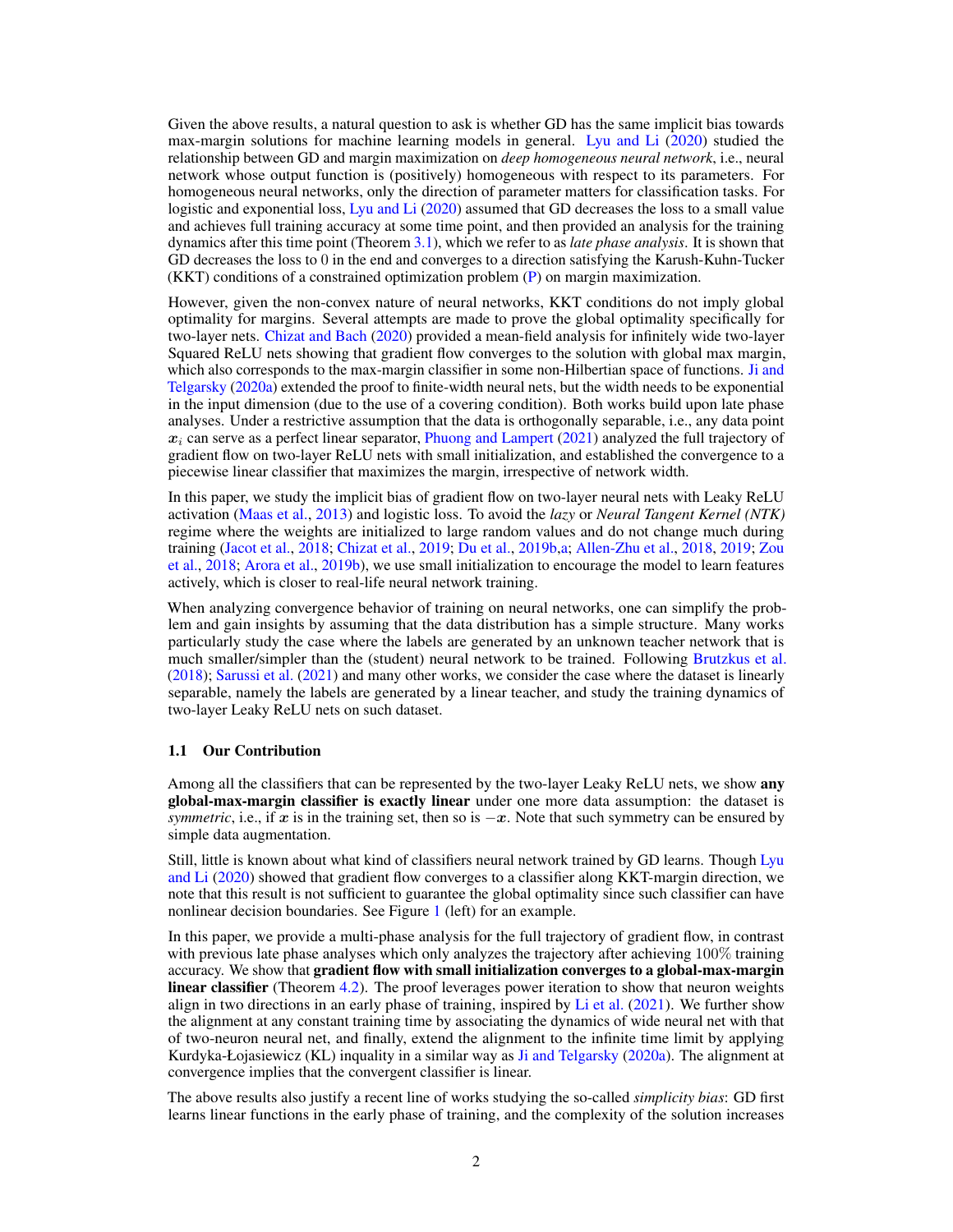Given the above results, a natural question to ask is whether GD has the same implicit bias towards max-margin solutions for machine learning models in general. Lyu and Li (2020) studied the relationship between GD and margin maximization on *deep homogeneous neural network*, i.e., neural network whose output function is (positively) homogeneous with respect to its parameters. For homogeneous neural networks, only the direction of parameter matters for classification tasks. For logistic and exponential loss, Lyu and Li (2020) assumed that GD decreases the loss to a small value and achieves full training accuracy at some time point, and then provided an analysis for the training dynamics after this time point (Theorem 3.1), which we refer to as *late phase analysis*. It is shown that GD decreases the loss to 0 in the end and converges to a direction satisfying the Karush-Kuhn-Tucker (KKT) conditions of a constrained optimization problem (P) on margin maximization.

However, given the non-convex nature of neural networks, KKT conditions do not imply global optimality for margins. Several attempts are made to prove the global optimality specifically for two-layer nets. Chizat and Bach (2020) provided a mean-field analysis for infinitely wide two-layer Squared ReLU nets showing that gradient flow converges to the solution with global max margin, which also corresponds to the max-margin classifier in some non-Hilbertian space of functions. Ji and Telgarsky (2020a) extended the proof to finite-width neural nets, but the width needs to be exponential in the input dimension (due to the use of a covering condition). Both works build upon late phase analyses. Under a restrictive assumption that the data is orthogonally separable, i.e., any data point $\boldsymbol{x}_i$ can serve as a perfect linear separator, Phuong and Lampert (2021) analyzed the full trajectory of gradient flow on two-layer ReLU nets with small initialization, and established the convergence to a piecewise linear classifier that maximizes the margin, irrespective of network width.

In this paper, we study the implicit bias of gradient flow on two-layer neural nets with Leaky ReLU activation (Maas et al., 2013) and logistic loss. To avoid the *lazy* or *Neural Tangent Kernel (NTK)* regime where the weights are initialized to large random values and do not change much during training (Jacot et al., 2018; Chizat et al., 2019; Du et al., 2019b,a; Allen-Zhu et al., 2018, 2019; Zou et al., 2018; Arora et al., 2019b), we use small initialization to encourage the model to learn features actively, which is closer to real-life neural network training.

When analyzing convergence behavior of training on neural networks, one can simplify the problem and gain insights by assuming that the data distribution has a simple structure. Many works particularly study the case where the labels are generated by an unknown teacher network that is much smaller/simpler than the (student) neural network to be trained. Following Brutzkus et al. (2018); Sarussi et al. (2021) and many other works, we consider the case where the dataset is linearly separable, namely the labels are generated by a linear teacher, and study the training dynamics of two-layer Leaky ReLU nets on such dataset.

### 1.1 Our Contribution

Among all the classifiers that can be represented by the two-layer Leaky ReLU nets, we show **any global-max-margin classifier is exactly linear** under one more data assumption: the dataset is *symmetric*, i.e., if $\boldsymbol{x}$ is in the training set, then so is $-\boldsymbol{x}$. Note that such symmetry can be ensured by simple data augmentation.

Still, little is known about what kind of classifiers neural network trained by GD learns. Though Lyu and Li (2020) showed that gradient flow converges to a classifier along KKT-margin direction, we note that this result is not sufficient to guarantee the global optimality since such classifier can have nonlinear decision boundaries. See Figure 1 (left) for an example.

In this paper, we provide a multi-phase analysis for the full trajectory of gradient flow, in contrast with previous late phase analyses which only analyzes the trajectory after achieving 100% training accuracy. We show that **gradient flow with small initialization converges to a global-max-margin linear classifier** (Theorem 4.2). The proof leverages power iteration to show that neuron weights align in two directions in an early phase of training, inspired by Li et al. (2021). We further show the alignment at any constant training time by associating the dynamics of wide neural net with that of two-neuron neural net, and finally, extend the alignment to the infinite time limit by applying Kurdyka-Łojasiewicz (KL) inquality in a similar way as Ji and Telgarsky (2020a). The alignment at convergence implies that the convergent classifier is linear.

The above results also justify a recent line of works studying the so-called *simplicity bias*: GD first learns linear functions in the early phase of training, and the complexity of the solution increases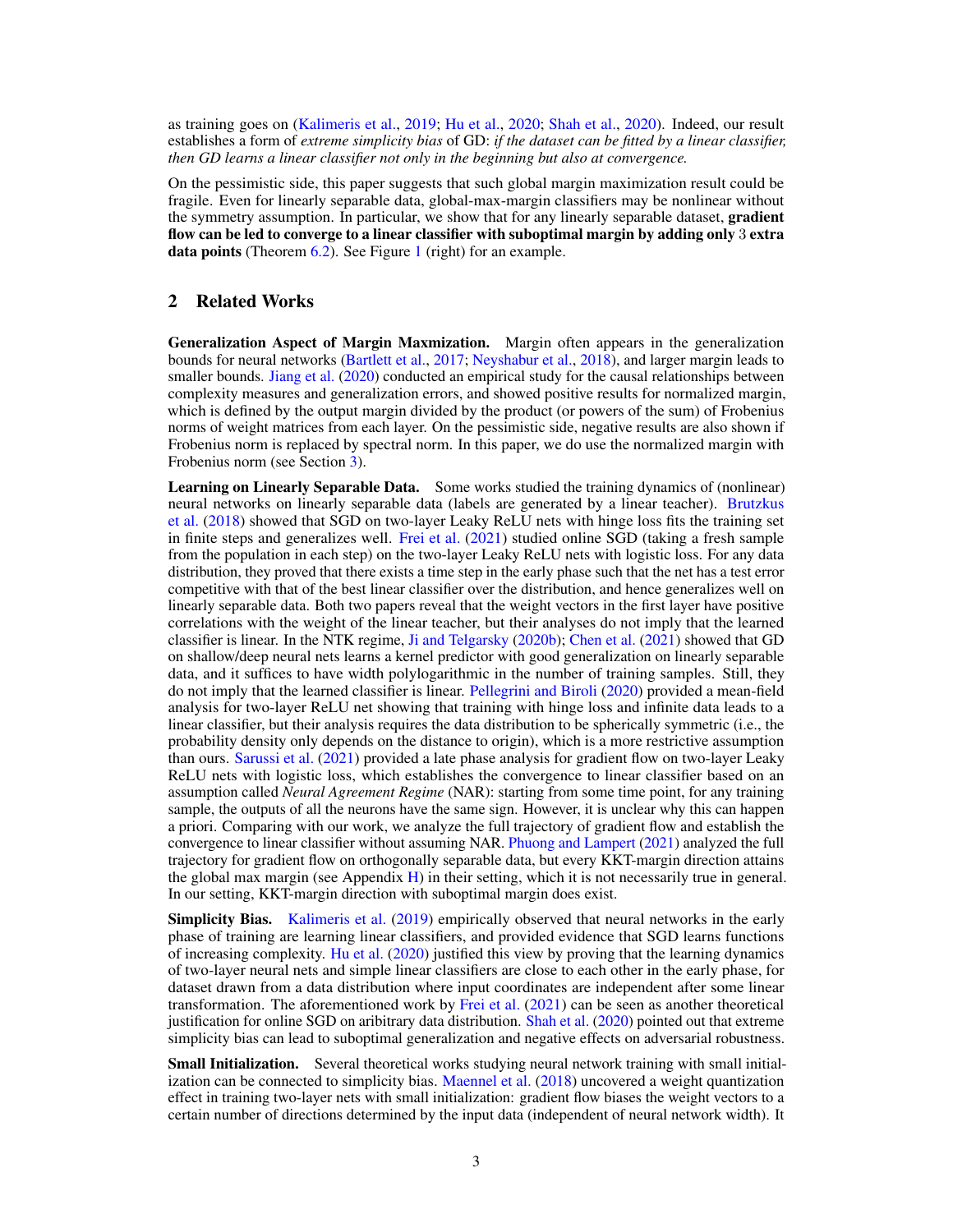as training goes on (Kalimeris et al., 2019; Hu et al., 2020; Shah et al., 2020). Indeed, our result establishes a form of *extreme simplicity bias* of GD: *if the dataset can be fitted by a linear classifier, then GD learns a linear classifier not only in the beginning but also at convergence.*

On the pessimistic side, this paper suggests that such global margin maximization result could be fragile. Even for linearly separable data, global-max-margin classifiers may be nonlinear without the symmetry assumption. In particular, we show that for any linearly separable dataset, **gradient flow can be led to converge to a linear classifier with suboptimal margin by adding only** $3$ **extra data points** (Theorem 6.2). See Figure 1 (right) for an example.

## 2 Related Works

**Generalization Aspect of Margin Maxmization.** Margin often appears in the generalization bounds for neural networks (Bartlett et al., 2017; Neyshabur et al., 2018), and larger margin leads to smaller bounds. Jiang et al. (2020) conducted an empirical study for the causal relationships between complexity measures and generalization errors, and showed positive results for normalized margin, which is defined by the output margin divided by the product (or powers of the sum) of Frobenius norms of weight matrices from each layer. On the pessimistic side, negative results are also shown if Frobenius norm is replaced by spectral norm. In this paper, we do use the normalized margin with Frobenius norm (see Section 3).

**Learning on Linearly Separable Data.** Some works studied the training dynamics of (nonlinear) neural networks on linearly separable data (labels are generated by a linear teacher). Brutzkus et al. (2018) showed that SGD on two-layer Leaky ReLU nets with hinge loss fits the training set in finite steps and generalizes well. Frei et al. (2021) studied online SGD (taking a fresh sample from the population in each step) on the two-layer Leaky ReLU nets with logistic loss. For any data distribution, they proved that there exists a time step in the early phase such that the net has a test error competitive with that of the best linear classifier over the distribution, and hence generalizes well on linearly separable data. Both two papers reveal that the weight vectors in the first layer have positive correlations with the weight of the linear teacher, but their analyses do not imply that the learned classifier is linear. In the NTK regime, Ji and Telgarsky (2020b); Chen et al. (2021) showed that GD on shallow/deep neural nets learns a kernel predictor with good generalization on linearly separable data, and it suffices to have width polylogarithmic in the number of training samples. Still, they do not imply that the learned classifier is linear. Pellegrini and Biroli (2020) provided a mean-field analysis for two-layer ReLU net showing that training with hinge loss and infinite data leads to a linear classifier, but their analysis requires the data distribution to be spherically symmetric (i.e., the probability density only depends on the distance to origin), which is a more restrictive assumption than ours. Sarussi et al. (2021) provided a late phase analysis for gradient flow on two-layer Leaky ReLU nets with logistic loss, which establishes the convergence to linear classifier based on an assumption called *Neural Agreement Regime* (NAR): starting from some time point, for any training sample, the outputs of all the neurons have the same sign. However, it is unclear why this can happen a priori. Comparing with our work, we analyze the full trajectory of gradient flow and establish the convergence to linear classifier without assuming NAR. Phuong and Lampert (2021) analyzed the full trajectory for gradient flow on orthogonally separable data, but every KKT-margin direction attains the global max margin (see Appendix H) in their setting, which it is not necessarily true in general. In our setting, KKT-margin direction with suboptimal margin does exist.

**Simplicity Bias.** Kalimeris et al. (2019) empirically observed that neural networks in the early phase of training are learning linear classifiers, and provided evidence that SGD learns functions of increasing complexity. Hu et al. (2020) justified this view by proving that the learning dynamics of two-layer neural nets and simple linear classifiers are close to each other in the early phase, for dataset drawn from a data distribution where input coordinates are independent after some linear transformation. The aforementioned work by Frei et al. (2021) can be seen as another theoretical justification for online SGD on aribitrary data distribution. Shah et al. (2020) pointed out that extreme simplicity bias can lead to suboptimal generalization and negative effects on adversarial robustness.

**Small Initialization.** Several theoretical works studying neural network training with small initialization can be connected to simplicity bias. Maennel et al. (2018) uncovered a weight quantization effect in training two-layer nets with small initialization: gradient flow biases the weight vectors to a certain number of directions determined by the input data (independent of neural network width). It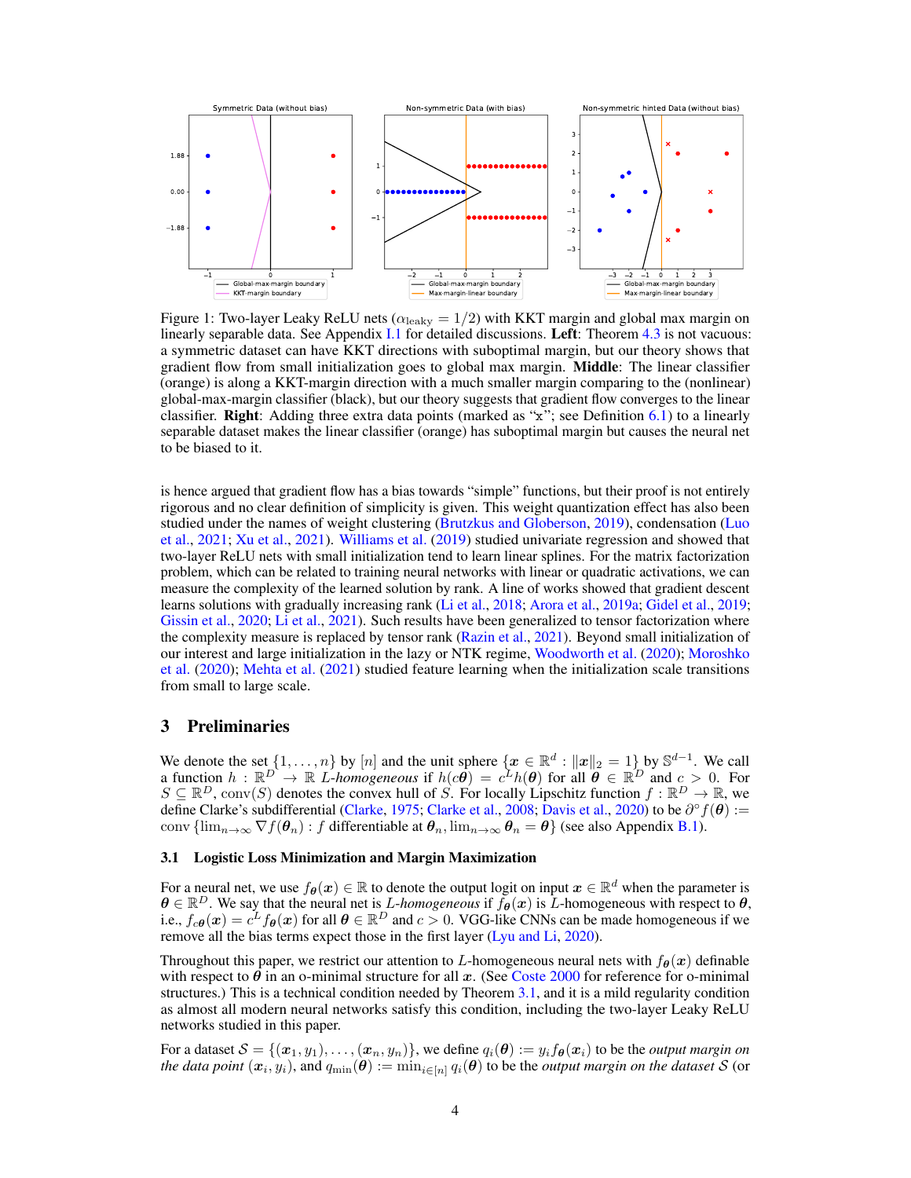Figure 1: Two-layer Leaky ReLU nets ($\alpha_{\text{leaky}} = 1/2$) with KKT margin and global max margin on linearly separable data. See Appendix I.1 for detailed discussions. **Left**: Theorem 4.3 is not vacuous: a symmetric dataset can have KKT directions with suboptimal margin, but our theory shows that gradient flow from small initialization goes to global max margin. **Middle**: The linear classifier (orange) is along a KKT-margin direction with a much smaller margin comparing to the (nonlinear) global-max-margin classifier (black), but our theory suggests that gradient flow converges to the linear classifier. **Right**: Adding three extra data points (marked as "x"; see Definition 6.1) to a linearly separable dataset makes the linear classifier (orange) has suboptimal margin but causes the neural net to be biased to it.

is hence argued that gradient flow has a bias towards "simple" functions, but their proof is not entirely rigorous and no clear definition of simplicity is given. This weight quantization effect has also been studied under the names of weight clustering (Brutzkus and Globerson, 2019), condensation (Luo et al., 2021; Xu et al., 2021). Williams et al. (2019) studied univariate regression and showed that two-layer ReLU nets with small initialization tend to learn linear splines. For the matrix factorization problem, which can be related to training neural networks with linear or quadratic activations, we can measure the complexity of the learned solution by rank. A line of works showed that gradient descent learns solutions with gradually increasing rank (Li et al., 2018; Arora et al., 2019a; Gidel et al., 2019; Gissin et al., 2020; Li et al., 2021). Such results have been generalized to tensor factorization where the complexity measure is replaced by tensor rank (Razin et al., 2021). Beyond small initialization of our interest and large initialization in the lazy or NTK regime, Woodworth et al. (2020); Moroshko et al. (2020); Mehta et al. (2021) studied feature learning when the initialization scale transitions from small to large scale.

# 3 Preliminaries

We denote the set $\{1, \dots, n\}$ by $[n]$ and the unit sphere $\{\boldsymbol{x} \in \mathbb{R}^d : \|\boldsymbol{x}\|_2 = 1\}$ by $\mathbb{S}^{d-1}$. We call a function $h : \mathbb{R}^D \to \mathbb{R}$ *L-homogeneous* if $h(c\boldsymbol{\theta}) = c^L h(\boldsymbol{\theta})$ for all $\boldsymbol{\theta} \in \mathbb{R}^D$ and $c > 0$. For $S \subseteq \mathbb{R}^D$, $\mathrm{conv}(S)$ denotes the convex hull of $S$. For locally Lipschitz function $f : \mathbb{R}^D \to \mathbb{R}$, we define Clarke's subdifferential (Clarke, 1975; Clarke et al., 2008; Davis et al., 2020) to be $\partial^\circ f(\boldsymbol{\theta}) := \mathrm{conv}\left\{\lim_{n\to\infty} \nabla f(\boldsymbol{\theta}_n) : f \text{ differentiable at } \boldsymbol{\theta}_n, \lim_{n\to\infty} \boldsymbol{\theta}_n = \boldsymbol{\theta}\right\}$ (see also Appendix B.1).

## 3.1 Logistic Loss Minimization and Margin Maximization

For a neural net, we use $f_{\boldsymbol{\theta}}(\boldsymbol{x}) \in \mathbb{R}$ to denote the output logit on input $\boldsymbol{x} \in \mathbb{R}^d$ when the parameter is $\boldsymbol{\theta} \in \mathbb{R}^D$. We say that the neural net is *L-homogeneous* if $f_{\boldsymbol{\theta}}(\boldsymbol{x})$ is $L$-homogeneous with respect to $\boldsymbol{\theta}$, i.e., $f_{c\boldsymbol{\theta}}(\boldsymbol{x}) = c^L f_{\boldsymbol{\theta}}(\boldsymbol{x})$ for all $\boldsymbol{\theta} \in \mathbb{R}^D$ and $c > 0$. VGG-like CNNs can be made homogeneous if we remove all the bias terms expect those in the first layer (Lyu and Li, 2020).

Throughout this paper, we restrict our attention to $L$-homogeneous neural nets with $f_{\boldsymbol{\theta}}(\boldsymbol{x})$ definable with respect to $\boldsymbol{\theta}$ in an o-minimal structure for all $\boldsymbol{x}$. (See Coste 2000 for reference for o-minimal structures.) This is a technical condition needed by Theorem 3.1, and it is a mild regularity condition as almost all modern neural networks satisfy this condition, including the two-layer Leaky ReLU networks studied in this paper.

For a dataset $\mathcal{S} = \{(\boldsymbol{x}_1, y_1), \dots, (\boldsymbol{x}_n, y_n)\}$, we define $q_i(\boldsymbol{\theta}) := y_i f_{\boldsymbol{\theta}}(\boldsymbol{x}_i)$ to be the *output margin on the data point* $(\boldsymbol{x}_i, y_i)$, and $q_{\min}(\boldsymbol{\theta}) := \min_{i\in[n]} q_i(\boldsymbol{\theta})$ to be the *output margin on the dataset* $\mathcal{S}$ (or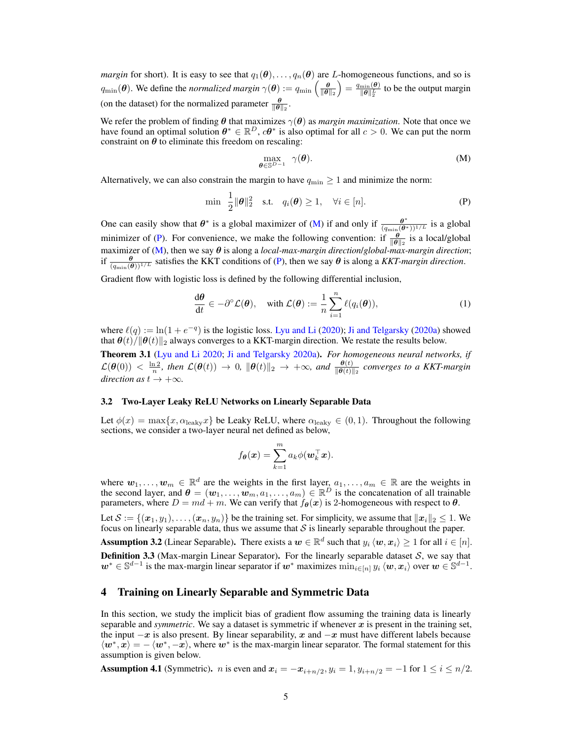*margin* for short). It is easy to see that $q_1(\boldsymbol{\theta}), \dots, q_n(\boldsymbol{\theta})$ are $L$-homogeneous functions, and so is $q_{\min}(\boldsymbol{\theta})$. We define the *normalized margin* $\gamma(\boldsymbol{\theta}) := q_{\min}\left(\frac{\boldsymbol{\theta}}{\|\boldsymbol{\theta}\|_2}\right) = \frac{q_{\min}(\boldsymbol{\theta})}{\|\boldsymbol{\theta}\|_2^L}$ to be the output margin (on the dataset) for the normalized parameter $\frac{\boldsymbol{\theta}}{\|\boldsymbol{\theta}\|_2}$.

We refer the problem of finding $\boldsymbol{\theta}$ that maximizes $\gamma(\boldsymbol{\theta})$ as *margin maximization*. Note that once we have found an optimal solution $\boldsymbol{\theta}^* \in \mathbb{R}^D$, $c\boldsymbol{\theta}^*$ is also optimal for all $c > 0$. We can put the norm constraint on $\boldsymbol{\theta}$ to eliminate this freedom on rescaling:

$$\max_{\boldsymbol{\theta} \in \mathbb{S}^{D-1}} \quad \gamma(\boldsymbol{\theta}). \tag{M}$$

Alternatively, we can also constrain the margin to have $q_{\min} \geq 1$ and minimize the norm:

$$\min \quad \frac{1}{2}\|\boldsymbol{\theta}\|_2^2 \quad \text{s.t.} \quad q_i(\boldsymbol{\theta}) \geq 1, \quad \forall i \in [n]. \tag{P}$$

One can easily show that $\boldsymbol{\theta}^*$ is a global maximizer of (M) if and only if $\frac{\boldsymbol{\theta}^*}{(q_{\min}(\boldsymbol{\theta}^*))^{1/L}}$ is a global minimizer of (P). For convenience, we make the following convention: if $\frac{\boldsymbol{\theta}}{\|\boldsymbol{\theta}\|_2}$ is a local/global maximizer of (M), then we say $\boldsymbol{\theta}$ is along a *local-max-margin direction*/*global-max-margin direction*; if $\frac{\boldsymbol{\theta}}{(q_{\min}(\boldsymbol{\theta}))^{1/L}}$ satisfies the KKT conditions of (P), then we say $\boldsymbol{\theta}$ is along a *KKT-margin direction*.

Gradient flow with logistic loss is defined by the following differential inclusion,

$$\frac{\mathrm{d}\boldsymbol{\theta}}{\mathrm{d}t} \in -\partial^\circ \mathcal{L}(\boldsymbol{\theta}), \quad \text{with } \mathcal{L}(\boldsymbol{\theta}) := \frac{1}{n}\sum_{i=1}^{n} \ell(q_i(\boldsymbol{\theta})), \tag{1}$$

where $\ell(q) := \ln(1 + e^{-q})$ is the logistic loss. Lyu and Li (2020); Ji and Telgarsky (2020a) showed that $\boldsymbol{\theta}(t)/\|\boldsymbol{\theta}(t)\|_2$ always converges to a KKT-margin direction. We restate the results below.

**Theorem 3.1** (Lyu and Li 2020; Ji and Telgarsky 2020a). *For homogeneous neural networks, if $\mathcal{L}(\boldsymbol{\theta}(0)) < \frac{\ln 2}{n}$, then $\mathcal{L}(\boldsymbol{\theta}(t)) \to 0$, $\|\boldsymbol{\theta}(t)\|_2 \to +\infty$, and $\frac{\boldsymbol{\theta}(t)}{\|\boldsymbol{\theta}(t)\|_2}$ converges to a KKT-margin direction as $t \to +\infty$.*

### 3.2 Two-Layer Leaky ReLU Networks on Linearly Separable Data

Let $\phi(x) = \max\{x, \alpha_{\text{leaky}} x\}$ be Leaky ReLU, where $\alpha_{\text{leaky}} \in (0, 1)$. Throughout the following sections, we consider a two-layer neural net defined as below,

$$f_{\boldsymbol{\theta}}(\boldsymbol{x}) = \sum_{k=1}^{m} a_k \phi(\boldsymbol{w}_k^\top \boldsymbol{x}).$$

where $\boldsymbol{w}_1, \dots, \boldsymbol{w}_m \in \mathbb{R}^d$ are the weights in the first layer, $a_1, \dots, a_m \in \mathbb{R}$ are the weights in the second layer, and $\boldsymbol{\theta} = (\boldsymbol{w}_1, \dots, \boldsymbol{w}_m, a_1, \dots, a_m) \in \mathbb{R}^D$ is the concatenation of all trainable parameters, where $D = md + m$. We can verify that $f_{\boldsymbol{\theta}}(\boldsymbol{x})$ is 2-homogeneous with respect to $\boldsymbol{\theta}$.

Let $\mathcal{S} := \{(\boldsymbol{x}_1, y_1), \dots, (\boldsymbol{x}_n, y_n)\}$ be the training set. For simplicity, we assume that $\|\boldsymbol{x}_i\|_2 \leq 1$. We focus on linearly separable data, thus we assume that $\mathcal{S}$ is linearly separable throughout the paper.

**Assumption 3.2** (Linear Separable). There exists a $\boldsymbol{w} \in \mathbb{R}^d$ such that $y_i \langle \boldsymbol{w}, \boldsymbol{x}_i \rangle \geq 1$ for all $i \in [n]$.

**Definition 3.3** (Max-margin Linear Separator). For the linearly separable dataset $\mathcal{S}$, we say that $\boldsymbol{w}^* \in \mathbb{S}^{d-1}$ is the max-margin linear separator if $\boldsymbol{w}^*$ maximizes $\min_{i \in [n]} y_i \langle \boldsymbol{w}, \boldsymbol{x}_i \rangle$ over $\boldsymbol{w} \in \mathbb{S}^{d-1}$.

## 4 Training on Linearly Separable and Symmetric Data

In this section, we study the implicit bias of gradient flow assuming the training data is linearly separable and *symmetric*. We say a dataset is symmetric if whenever $\boldsymbol{x}$ is present in the training set, the input $-\boldsymbol{x}$ is also present. By linear separability, $\boldsymbol{x}$ and $-\boldsymbol{x}$ must have different labels because $\langle \boldsymbol{w}^*, \boldsymbol{x} \rangle = -\langle \boldsymbol{w}^*, -\boldsymbol{x} \rangle$, where $\boldsymbol{w}^*$ is the max-margin linear separator. The formal statement for this assumption is given below.

**Assumption 4.1** (Symmetric). $n$ is even and $\boldsymbol{x}_i = -\boldsymbol{x}_{i+n/2}, y_i = 1, y_{i+n/2} = -1$ for $1 \leq i \leq n/2$.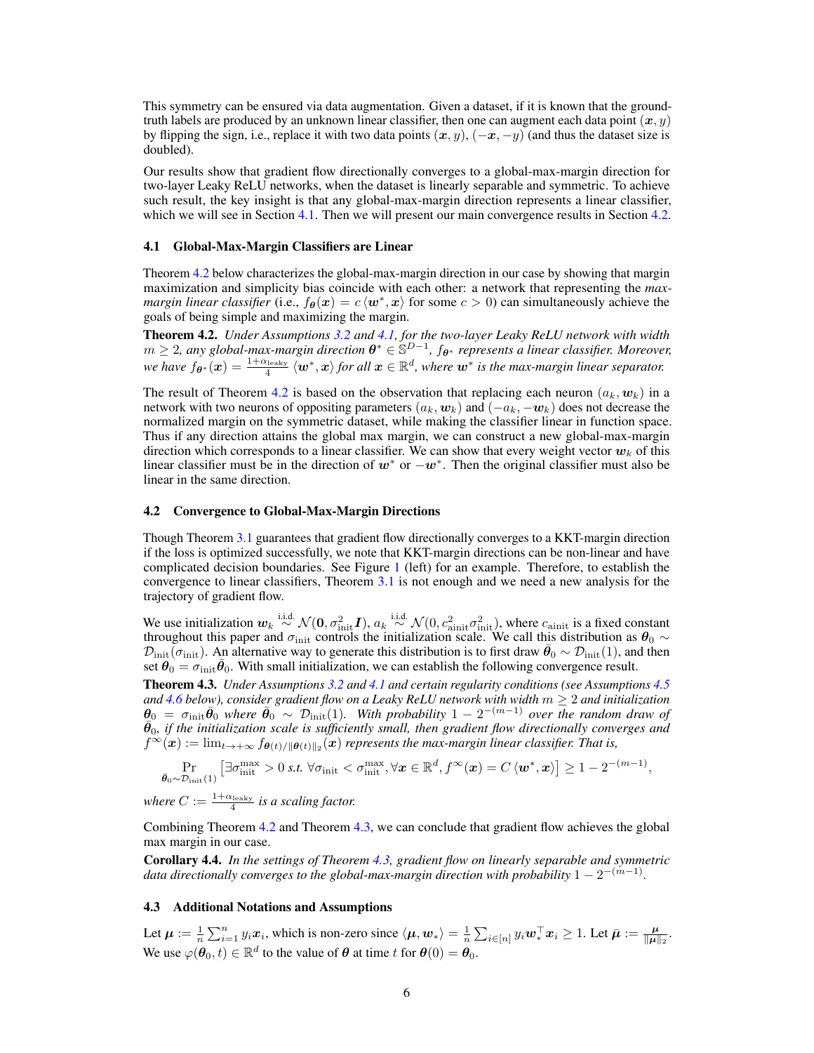This symmetry can be ensured via data augmentation. Given a dataset, if it is known that the ground-truth labels are produced by an unknown linear classifier, then one can augment each data point $(\boldsymbol{x}, y)$ by flipping the sign, i.e., replace it with two data points $(\boldsymbol{x}, y)$, $(-\boldsymbol{x}, -y)$ (and thus the dataset size is doubled).

Our results show that gradient flow directionally converges to a global-max-margin direction for two-layer Leaky ReLU networks, when the dataset is linearly separable and symmetric. To achieve such result, the key insight is that any global-max-margin direction represents a linear classifier, which we will see in Section 4.1. Then we will present our main convergence results in Section 4.2.

### 4.1 Global-Max-Margin Classifiers are Linear

Theorem 4.2 below characterizes the global-max-margin direction in our case by showing that margin maximization and simplicity bias coincide with each other: a network that representing the *max-margin linear classifier* (i.e., $f_{\boldsymbol{\theta}}(\boldsymbol{x}) = c \langle \boldsymbol{w}^*, \boldsymbol{x} \rangle$ for some $c > 0$) can simultaneously achieve the goals of being simple and maximizing the margin.

**Theorem 4.2.** *Under Assumptions 3.2 and 4.1, for the two-layer Leaky ReLU network with width $m \geq 2$, any global-max-margin direction $\boldsymbol{\theta}^* \in \mathbb{S}^{D-1}$, $f_{\boldsymbol{\theta}^*}$ represents a linear classifier. Moreover, we have $f_{\boldsymbol{\theta}^*}(\boldsymbol{x}) = \frac{1+\alpha_{\mathrm{leaky}}}{4} \langle \boldsymbol{w}^*, \boldsymbol{x} \rangle$ for all $\boldsymbol{x} \in \mathbb{R}^d$, where $\boldsymbol{w}^*$ is the max-margin linear separator.*

The result of Theorem 4.2 is based on the observation that replacing each neuron $(a_k, \boldsymbol{w}_k)$ in a network with two neurons of oppositing parameters $(a_k, \boldsymbol{w}_k)$ and $(-a_k, -\boldsymbol{w}_k)$ does not decrease the normalized margin on the symmetric dataset, while making the classifier linear in function space. Thus if any direction attains the global max margin, we can construct a new global-max-margin direction which corresponds to a linear classifier. We can show that every weight vector $\boldsymbol{w}_k$ of this linear classifier must be in the direction of $\boldsymbol{w}^*$ or $-\boldsymbol{w}^*$. Then the original classifier must also be linear in the same direction.

### 4.2 Convergence to Global-Max-Margin Directions

Though Theorem 3.1 guarantees that gradient flow directionally converges to a KKT-margin direction if the loss is optimized successfully, we note that KKT-margin directions can be non-linear and have complicated decision boundaries. See Figure 1 (left) for an example. Therefore, to establish the convergence to linear classifiers, Theorem 3.1 is not enough and we need a new analysis for the trajectory of gradient flow.

We use initialization $\boldsymbol{w}_k \overset{\text{i.i.d.}}{\sim} \mathcal{N}(\boldsymbol{0}, \sigma_{\mathrm{init}}^2 \boldsymbol{I})$, $a_k \overset{\text{i.i.d.}}{\sim} \mathcal{N}(0, c_{\mathrm{ainit}}^2 \sigma_{\mathrm{init}}^2)$, where $c_{\mathrm{ainit}}$ is a fixed constant throughout this paper and $\sigma_{\mathrm{init}}$ controls the initialization scale. We call this distribution as $\boldsymbol{\theta}_0 \sim \mathcal{D}_{\mathrm{init}}(\sigma_{\mathrm{init}})$. An alternative way to generate this distribution is to first draw $\bar{\boldsymbol{\theta}}_0 \sim \mathcal{D}_{\mathrm{init}}(1)$, and then set $\boldsymbol{\theta}_0 = \sigma_{\mathrm{init}} \bar{\boldsymbol{\theta}}_0$. With small initialization, we can establish the following convergence result.

**Theorem 4.3.** *Under Assumptions 3.2 and 4.1 and certain regularity conditions (see Assumptions 4.5 and 4.6 below), consider gradient flow on a Leaky ReLU network with width $m \geq 2$ and initialization $\boldsymbol{\theta}_0 = \sigma_{\mathrm{init}} \bar{\boldsymbol{\theta}}_0$ where $\bar{\boldsymbol{\theta}}_0 \sim \mathcal{D}_{\mathrm{init}}(1)$. With probability $1 - 2^{-(m-1)}$ over the random draw of $\bar{\boldsymbol{\theta}}_0$, if the initialization scale is sufficiently small, then gradient flow directionally converges and $f^{\infty}(\boldsymbol{x}) := \lim_{t \to +\infty} f_{\boldsymbol{\theta}(t)/\|\boldsymbol{\theta}(t)\|_2}(\boldsymbol{x})$ represents the max-margin linear classifier. That is,*

$$\Pr_{\bar{\boldsymbol{\theta}}_0 \sim \mathcal{D}_{\mathrm{init}}(1)} \left[ \exists \sigma_{\mathrm{init}}^{\max} > 0 \text{ s.t. } \forall \sigma_{\mathrm{init}} < \sigma_{\mathrm{init}}^{\max}, \forall \boldsymbol{x} \in \mathbb{R}^d, f^{\infty}(\boldsymbol{x}) = C \langle \boldsymbol{w}^*, \boldsymbol{x} \rangle \right] \geq 1 - 2^{-(m-1)},$$

*where $C := \frac{1+\alpha_{\mathrm{leaky}}}{4}$ is a scaling factor.*

Combining Theorem 4.2 and Theorem 4.3, we can conclude that gradient flow achieves the global max margin in our case.

**Corollary 4.4.** *In the settings of Theorem 4.3, gradient flow on linearly separable and symmetric data directionally converges to the global-max-margin direction with probability $1 - 2^{-(m-1)}$.*

### 4.3 Additional Notations and Assumptions

Let $\boldsymbol{\mu} := \frac{1}{n} \sum_{i=1}^{n} y_i \boldsymbol{x}_i$, which is non-zero since $\langle \boldsymbol{\mu}, \boldsymbol{w}_* \rangle = \frac{1}{n} \sum_{i \in [n]} y_i \boldsymbol{w}_*^{\top} \boldsymbol{x}_i \geq 1$. Let $\bar{\boldsymbol{\mu}} := \frac{\boldsymbol{\mu}}{\|\boldsymbol{\mu}\|_2}$. We use $\varphi(\boldsymbol{\theta}_0, t) \in \mathbb{R}^d$ to the value of $\boldsymbol{\theta}$ at time $t$ for $\boldsymbol{\theta}(0) = \boldsymbol{\theta}_0$.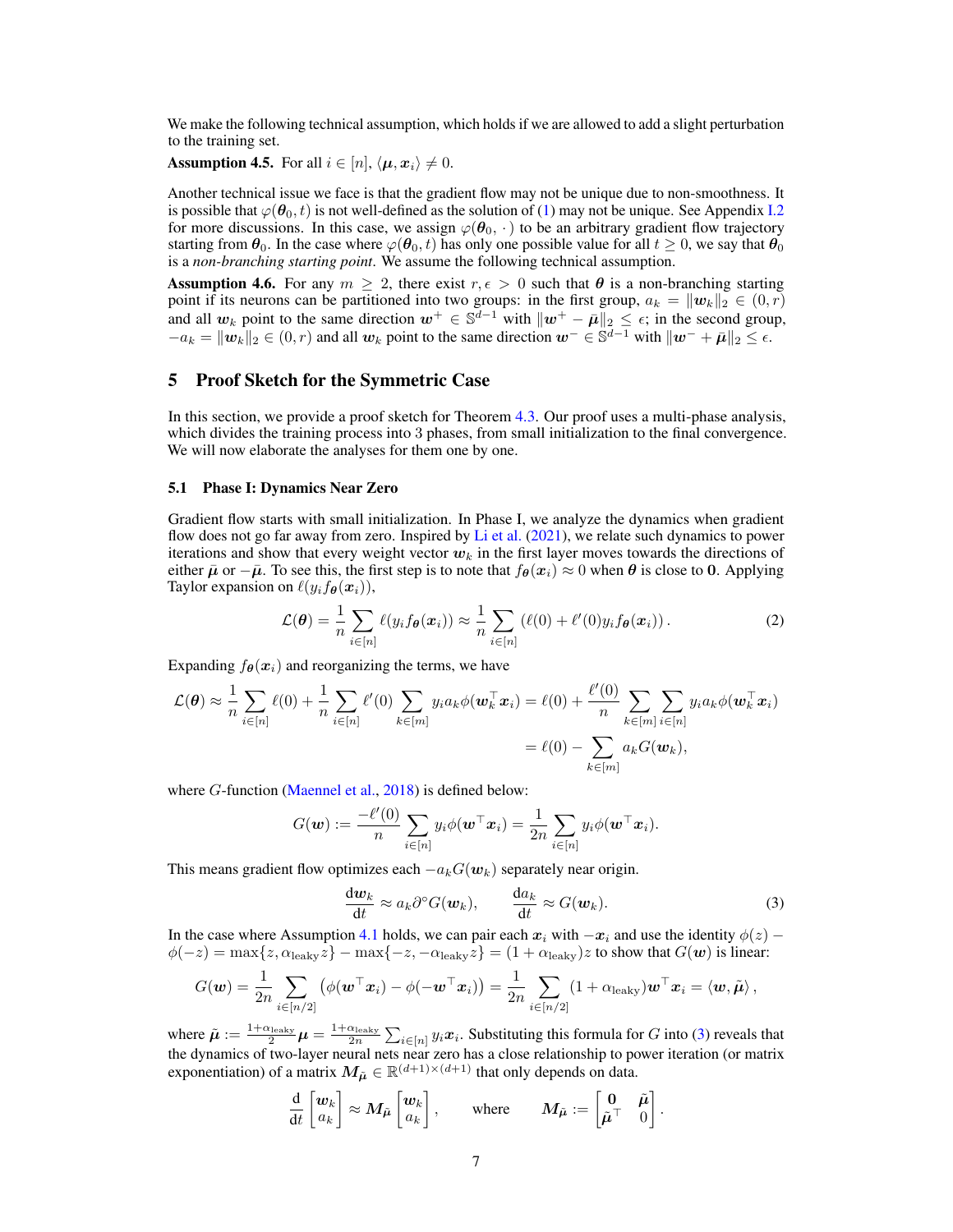We make the following technical assumption, which holds if we are allowed to add a slight perturbation to the training set.

**Assumption 4.5.** For all $i \in [n]$, $\langle \boldsymbol{\mu}, \boldsymbol{x}_i \rangle \neq 0$.

Another technical issue we face is that the gradient flow may not be unique due to non-smoothness. It is possible that $\varphi(\boldsymbol{\theta}_0, t)$ is not well-defined as the solution of (1) may not be unique. See Appendix I.2 for more discussions. In this case, we assign $\varphi(\boldsymbol{\theta}_0, \cdot)$ to be an arbitrary gradient flow trajectory starting from $\boldsymbol{\theta}_0$. In the case where $\varphi(\boldsymbol{\theta}_0, t)$ has only one possible value for all $t \geq 0$, we say that $\boldsymbol{\theta}_0$ is a *non-branching starting point*. We assume the following technical assumption.

**Assumption 4.6.** For any $m \geq 2$, there exist $r, \epsilon > 0$ such that $\boldsymbol{\theta}$ is a non-branching starting point if its neurons can be partitioned into two groups: in the first group, $a_k = \|\boldsymbol{w}_k\|_2 \in (0, r)$ and all $\boldsymbol{w}_k$ point to the same direction $\boldsymbol{w}^+ \in \mathbb{S}^{d-1}$ with $\|\boldsymbol{w}^+ - \bar{\boldsymbol{\mu}}\|_2 \leq \epsilon$; in the second group, $-a_k = \|\boldsymbol{w}_k\|_2 \in (0, r)$ and all $\boldsymbol{w}_k$ point to the same direction $\boldsymbol{w}^- \in \mathbb{S}^{d-1}$ with $\|\boldsymbol{w}^- + \bar{\boldsymbol{\mu}}\|_2 \leq \epsilon$.

# 5 Proof Sketch for the Symmetric Case

In this section, we provide a proof sketch for Theorem 4.3. Our proof uses a multi-phase analysis, which divides the training process into 3 phases, from small initialization to the final convergence. We will now elaborate the analyses for them one by one.

## 5.1 Phase I: Dynamics Near Zero

Gradient flow starts with small initialization. In Phase I, we analyze the dynamics when gradient flow does not go far away from zero. Inspired by Li et al. (2021), we relate such dynamics to power iterations and show that every weight vector $\boldsymbol{w}_k$ in the first layer moves towards the directions of either $\bar{\boldsymbol{\mu}}$ or $-\bar{\boldsymbol{\mu}}$. To see this, the first step is to note that $f_{\boldsymbol{\theta}}(\boldsymbol{x}_i) \approx 0$ when $\boldsymbol{\theta}$ is close to $\mathbf{0}$. Applying Taylor expansion on $\ell(y_i f_{\boldsymbol{\theta}}(\boldsymbol{x}_i))$,

$$\mathcal{L}(\boldsymbol{\theta}) = \frac{1}{n} \sum_{i \in [n]} \ell(y_i f_{\boldsymbol{\theta}}(\boldsymbol{x}_i)) \approx \frac{1}{n} \sum_{i \in [n]} \left(\ell(0) + \ell'(0) y_i f_{\boldsymbol{\theta}}(\boldsymbol{x}_i)\right). \tag{2}$$

Expanding $f_{\boldsymbol{\theta}}(\boldsymbol{x}_i)$ and reorganizing the terms, we have

$$\begin{aligned}\mathcal{L}(\boldsymbol{\theta}) \approx \frac{1}{n} \sum_{i \in [n]} \ell(0) + \frac{1}{n} \sum_{i \in [n]} \ell'(0) \sum_{k \in [m]} y_i a_k \phi(\boldsymbol{w}_k^\top \boldsymbol{x}_i) &= \ell(0) + \frac{\ell'(0)}{n} \sum_{k \in [m]} \sum_{i \in [n]} y_i a_k \phi(\boldsymbol{w}_k^\top \boldsymbol{x}_i) \\ &= \ell(0) - \sum_{k \in [m]} a_k G(\boldsymbol{w}_k),\end{aligned}$$

where $G$-function (Maennel et al., 2018) is defined below:

$$G(\boldsymbol{w}) := \frac{-\ell'(0)}{n} \sum_{i \in [n]} y_i \phi(\boldsymbol{w}^\top \boldsymbol{x}_i) = \frac{1}{2n} \sum_{i \in [n]} y_i \phi(\boldsymbol{w}^\top \boldsymbol{x}_i).$$

This means gradient flow optimizes each $-a_k G(\boldsymbol{w}_k)$ separately near origin.

$$\frac{\mathrm{d}\boldsymbol{w}_k}{\mathrm{d}t} \approx a_k \partial^\circ G(\boldsymbol{w}_k), \qquad \frac{\mathrm{d}a_k}{\mathrm{d}t} \approx G(\boldsymbol{w}_k). \tag{3}$$

In the case where Assumption 4.1 holds, we can pair each $\boldsymbol{x}_i$ with $-\boldsymbol{x}_i$ and use the identity $\phi(z) - \phi(-z) = \max\{z, \alpha_{\text{leaky}} z\} - \max\{-z, -\alpha_{\text{leaky}} z\} = (1 + \alpha_{\text{leaky}})z$ to show that $G(\boldsymbol{w})$ is linear:

$$G(\boldsymbol{w}) = \frac{1}{2n} \sum_{i \in [n/2]} \left(\phi(\boldsymbol{w}^\top \boldsymbol{x}_i) - \phi(-\boldsymbol{w}^\top \boldsymbol{x}_i)\right) = \frac{1}{2n} \sum_{i \in [n/2]} (1 + \alpha_{\text{leaky}}) \boldsymbol{w}^\top \boldsymbol{x}_i = \langle \boldsymbol{w}, \tilde{\boldsymbol{\mu}} \rangle,$$

where $\tilde{\boldsymbol{\mu}} := \frac{1+\alpha_{\text{leaky}}}{2} \boldsymbol{\mu} = \frac{1+\alpha_{\text{leaky}}}{2n} \sum_{i \in [n]} y_i \boldsymbol{x}_i$. Substituting this formula for $G$ into (3) reveals that the dynamics of two-layer neural nets near zero has a close relationship to power iteration (or matrix exponentiation) of a matrix $\boldsymbol{M}_{\tilde{\boldsymbol{\mu}}} \in \mathbb{R}^{(d+1)\times(d+1)}$ that only depends on data.

$$\frac{\mathrm{d}}{\mathrm{d}t} \begin{bmatrix} \boldsymbol{w}_k \\ a_k \end{bmatrix} \approx \boldsymbol{M}_{\tilde{\boldsymbol{\mu}}} \begin{bmatrix} \boldsymbol{w}_k \\ a_k \end{bmatrix}, \qquad \text{where} \qquad \boldsymbol{M}_{\tilde{\boldsymbol{\mu}}} := \begin{bmatrix} \mathbf{0} & \tilde{\boldsymbol{\mu}} \\ \tilde{\boldsymbol{\mu}}^\top & 0 \end{bmatrix}.$$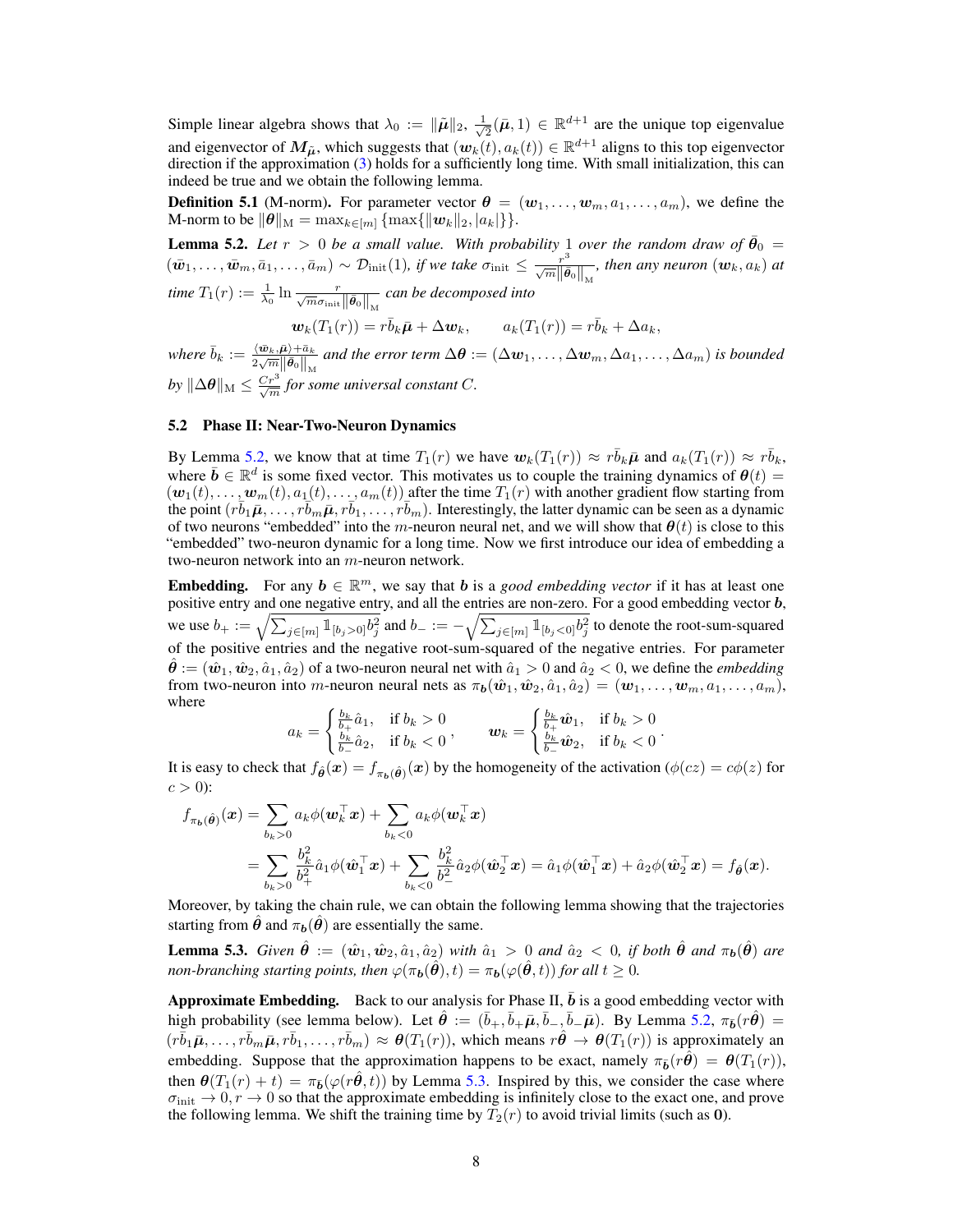Simple linear algebra shows that $\lambda_0 := \|\tilde{\boldsymbol{\mu}}\|_2$, $\frac{1}{\sqrt{2}}(\tilde{\boldsymbol{\mu}}, 1) \in \mathbb{R}^{d+1}$ are the unique top eigenvalue and eigenvector of $\boldsymbol{M}_{\tilde{\boldsymbol{\mu}}}$, which suggests that $(\boldsymbol{w}_k(t), a_k(t)) \in \mathbb{R}^{d+1}$ aligns to this top eigenvector direction if the approximation (3) holds for a sufficiently long time. With small initialization, this can indeed be true and we obtain the following lemma.

**Definition 5.1** (M-norm). For parameter vector $\boldsymbol{\theta} = (\boldsymbol{w}_1, \dots, \boldsymbol{w}_m, a_1, \dots, a_m)$, we define the M-norm to be $\|\boldsymbol{\theta}\|_{\mathrm{M}} = \max_{k \in [m]} \{\max\{\|\boldsymbol{w}_k\|_2, |a_k|\}\}$.

**Lemma 5.2.** *Let $r > 0$ be a small value. With probability 1 over the random draw of $\bar{\boldsymbol{\theta}}_0 = (\bar{\boldsymbol{w}}_1, \dots, \bar{\boldsymbol{w}}_m, \bar{a}_1, \dots, \bar{a}_m) \sim \mathcal{D}_{\mathrm{init}}(1)$, if we take $\sigma_{\mathrm{init}} \le \frac{r^3}{\sqrt{m}\|\bar{\boldsymbol{\theta}}_0\|_{\mathrm{M}}}$, then any neuron $(\boldsymbol{w}_k, a_k)$ at time $T_1(r) := \frac{1}{\lambda_0} \ln \frac{r}{\sqrt{m}\sigma_{\mathrm{init}}\|\bar{\boldsymbol{\theta}}_0\|_{\mathrm{M}}}$ can be decomposed into*

$$\boldsymbol{w}_k(T_1(r)) = r\bar{b}_k \bar{\boldsymbol{\mu}} + \Delta \boldsymbol{w}_k, \qquad a_k(T_1(r)) = r\bar{b}_k + \Delta a_k,$$

*where $\bar{b}_k := \frac{\langle \bar{\boldsymbol{w}}_k, \bar{\boldsymbol{\mu}} \rangle + \bar{a}_k}{2\sqrt{m}\|\bar{\boldsymbol{\theta}}_0\|_{\mathrm{M}}}$ and the error term $\Delta\boldsymbol{\theta} := (\Delta\boldsymbol{w}_1, \dots, \Delta\boldsymbol{w}_m, \Delta a_1, \dots, \Delta a_m)$ is bounded by $\|\Delta\boldsymbol{\theta}\|_{\mathrm{M}} \le \frac{Cr^3}{\sqrt{m}}$ for some universal constant $C$.*

## 5.2 Phase II: Near-Two-Neuron Dynamics

By Lemma 5.2, we know that at time $T_1(r)$ we have $\boldsymbol{w}_k(T_1(r)) \approx r\bar{b}_k\bar{\boldsymbol{\mu}}$ and $a_k(T_1(r)) \approx r\bar{b}_k$, where $\bar{\boldsymbol{b}} \in \mathbb{R}^d$ is some fixed vector. This motivates us to couple the training dynamics of $\boldsymbol{\theta}(t) = (\boldsymbol{w}_1(t), \dots, \boldsymbol{w}_m(t), a_1(t), \dots, a_m(t))$ after the time $T_1(r)$ with another gradient flow starting from the point $(r\bar{b}_1\bar{\boldsymbol{\mu}}, \dots, r\bar{b}_m\bar{\boldsymbol{\mu}}, r\bar{b}_1, \dots, r\bar{b}_m)$. Interestingly, the latter dynamic can be seen as a dynamic of two neurons "embedded" into the $m$-neuron neural net, and we will show that $\boldsymbol{\theta}(t)$ is close to this "embedded" two-neuron dynamic for a long time. Now we first introduce our idea of embedding a two-neuron network into an $m$-neuron network.

**Embedding.** For any $\boldsymbol{b} \in \mathbb{R}^m$, we say that $\boldsymbol{b}$ is a *good embedding vector* if it has at least one positive entry and one negative entry, and all the entries are non-zero. For a good embedding vector $\boldsymbol{b}$, we use $b_+ := \sqrt{\sum_{j \in [m]} \mathbb{1}_{[b_j > 0]} b_j^2}$ and $b_- := -\sqrt{\sum_{j \in [m]} \mathbb{1}_{[b_j < 0]} b_j^2}$ to denote the root-sum-squared of the positive entries and the negative root-sum-squared of the negative entries. For parameter $\hat{\boldsymbol{\theta}} := (\hat{\boldsymbol{w}}_1, \hat{\boldsymbol{w}}_2, \hat{a}_1, \hat{a}_2)$ of a two-neuron neural net with $\hat{a}_1 > 0$ and $\hat{a}_2 < 0$, we define the *embedding* from two-neuron into $m$-neuron neural nets as $\pi_{\boldsymbol{b}}(\hat{\boldsymbol{w}}_1, \hat{\boldsymbol{w}}_2, \hat{a}_1, \hat{a}_2) = (\boldsymbol{w}_1, \dots, \boldsymbol{w}_m, a_1, \dots, a_m)$, where

$$a_k = \begin{cases} \frac{b_k}{b_+}\hat{a}_1, & \text{if } b_k > 0 \\ \frac{b_k}{b_-}\hat{a}_2, & \text{if } b_k < 0 \end{cases}, \qquad \boldsymbol{w}_k = \begin{cases} \frac{b_k}{b_+}\hat{\boldsymbol{w}}_1, & \text{if } b_k > 0 \\ \frac{b_k}{b_-}\hat{\boldsymbol{w}}_2, & \text{if } b_k < 0 \end{cases}.$$

It is easy to check that $f_{\hat{\boldsymbol{\theta}}}(\boldsymbol{x}) = f_{\pi_{\boldsymbol{b}}(\hat{\boldsymbol{\theta}})}(\boldsymbol{x})$ by the homogeneity of the activation ($\phi(cz) = c\phi(z)$ for $c > 0$):

$$\begin{aligned} f_{\pi_{\boldsymbol{b}}(\hat{\boldsymbol{\theta}})}(\boldsymbol{x}) &= \sum_{b_k > 0} a_k \phi(\boldsymbol{w}_k^\top \boldsymbol{x}) + \sum_{b_k < 0} a_k \phi(\boldsymbol{w}_k^\top \boldsymbol{x}) \\ &= \sum_{b_k > 0} \frac{b_k^2}{b_+^2} \hat{a}_1 \phi(\hat{\boldsymbol{w}}_1^\top \boldsymbol{x}) + \sum_{b_k < 0} \frac{b_k^2}{b_-^2} \hat{a}_2 \phi(\hat{\boldsymbol{w}}_2^\top \boldsymbol{x}) = \hat{a}_1 \phi(\hat{\boldsymbol{w}}_1^\top \boldsymbol{x}) + \hat{a}_2 \phi(\hat{\boldsymbol{w}}_2^\top \boldsymbol{x}) = f_{\hat{\boldsymbol{\theta}}}(\boldsymbol{x}). \end{aligned}$$

Moreover, by taking the chain rule, we can obtain the following lemma showing that the trajectories starting from $\hat{\boldsymbol{\theta}}$ and $\pi_{\boldsymbol{b}}(\hat{\boldsymbol{\theta}})$ are essentially the same.

**Lemma 5.3.** *Given $\hat{\boldsymbol{\theta}} := (\hat{\boldsymbol{w}}_1, \hat{\boldsymbol{w}}_2, \hat{a}_1, \hat{a}_2)$ with $\hat{a}_1 > 0$ and $\hat{a}_2 < 0$, if both $\hat{\boldsymbol{\theta}}$ and $\pi_{\boldsymbol{b}}(\hat{\boldsymbol{\theta}})$ are non-branching starting points, then $\varphi(\pi_{\boldsymbol{b}}(\hat{\boldsymbol{\theta}}), t) = \pi_{\boldsymbol{b}}(\varphi(\hat{\boldsymbol{\theta}}, t))$ for all $t \ge 0$.*

**Approximate Embedding.** Back to our analysis for Phase II, $\bar{\boldsymbol{b}}$ is a good embedding vector with high probability (see lemma below). Let $\hat{\boldsymbol{\theta}} := (\bar{b}_+, \bar{b}_+\bar{\boldsymbol{\mu}}, \bar{b}_-, \bar{b}_-\bar{\boldsymbol{\mu}})$. By Lemma 5.2, $\pi_{\bar{\boldsymbol{b}}}(r\hat{\boldsymbol{\theta}}) = (r\bar{b}_1\bar{\boldsymbol{\mu}}, \dots, r\bar{b}_m\bar{\boldsymbol{\mu}}, r\bar{b}_1, \dots, r\bar{b}_m) \approx \boldsymbol{\theta}(T_1(r))$, which means $r\hat{\boldsymbol{\theta}} \to \boldsymbol{\theta}(T_1(r))$ is approximately an embedding. Suppose that the approximation happens to be exact, namely $\pi_{\bar{\boldsymbol{b}}}(r\hat{\boldsymbol{\theta}}) = \boldsymbol{\theta}(T_1(r))$, then $\boldsymbol{\theta}(T_1(r) + t) = \pi_{\bar{\boldsymbol{b}}}(\varphi(r\hat{\boldsymbol{\theta}}, t))$ by Lemma 5.3. Inspired by this, we consider the case where $\sigma_{\mathrm{init}} \to 0, r \to 0$ so that the approximate embedding is infinitely close to the exact one, and prove the following lemma. We shift the training time by $T_2(r)$ to avoid trivial limits (such as $\mathbf{0}$).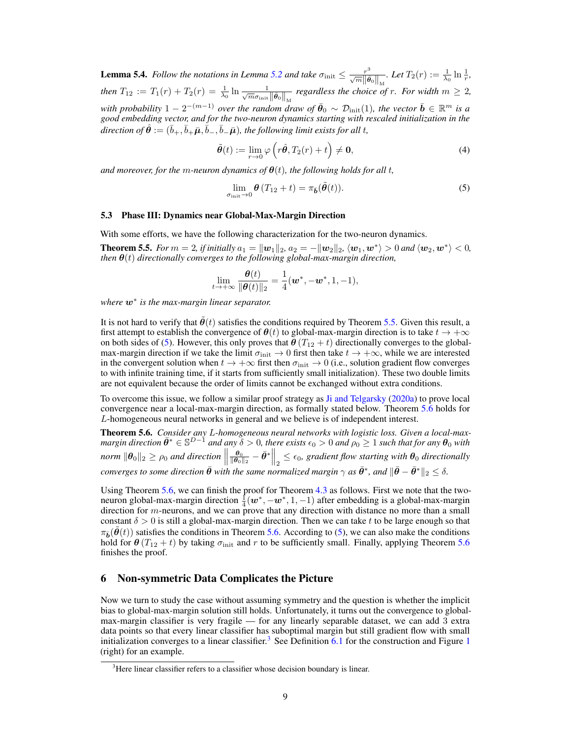**Lemma 5.4.** *Follow the notations in Lemma 5.2 and take $\sigma_{\mathrm{init}} \le \frac{r^3}{\sqrt{m}\left\|\bar{\boldsymbol{\theta}}_0\right\|_{\mathrm{M}}}$. Let $T_2(r) := \frac{1}{\lambda_0}\ln\frac{1}{r}$, then $T_{12} := T_1(r) + T_2(r) = \frac{1}{\lambda_0}\ln\frac{1}{\sqrt{m}\sigma_{\mathrm{init}}\left\|\bar{\boldsymbol{\theta}}_0\right\|_{\mathrm{M}}}$ regardless the choice of $r$. For width $m \ge 2$, with probability $1 - 2^{-(m-1)}$ over the random draw of $\bar{\boldsymbol{\theta}}_0 \sim \mathcal{D}_{\mathrm{init}}(1)$, the vector $\bar{\boldsymbol{b}} \in \mathbb{R}^m$ is a good embedding vector, and for the two-neuron dynamics starting with rescaled initialization in the direction of $\hat{\boldsymbol{\theta}} := (\bar{b}_+, \bar{b}_+\bar{\boldsymbol{\mu}}, \bar{b}_-, \bar{b}_-\bar{\boldsymbol{\mu}})$, the following limit exists for all $t$,*

$$\tilde{\boldsymbol{\theta}}(t) := \lim_{r\to 0} \varphi\left(r\hat{\boldsymbol{\theta}}, T_2(r) + t\right) \ne \mathbf{0}, \tag{4}$$

*and moreover, for the $m$-neuron dynamics of $\boldsymbol{\theta}(t)$, the following holds for all $t$,*

$$\lim_{\sigma_{\mathrm{init}}\to 0} \boldsymbol{\theta}\left(T_{12} + t\right) = \pi_{\bar{\boldsymbol{b}}}(\tilde{\boldsymbol{\theta}}(t)). \tag{5}$$

### 5.3 Phase III: Dynamics near Global-Max-Margin Direction

With some efforts, we have the following characterization for the two-neuron dynamics.

**Theorem 5.5.** *For $m = 2$, if initially $a_1 = \|\boldsymbol{w}_1\|_2$, $a_2 = -\|\boldsymbol{w}_2\|_2$, $\langle \boldsymbol{w}_1, \boldsymbol{w}^*\rangle > 0$ and $\langle \boldsymbol{w}_2, \boldsymbol{w}^*\rangle < 0$, then $\boldsymbol{\theta}(t)$ directionally converges to the following global-max-margin direction,*

$$\lim_{t\to+\infty} \frac{\boldsymbol{\theta}(t)}{\|\boldsymbol{\theta}(t)\|_2} = \frac{1}{4}(\boldsymbol{w}^*, -\boldsymbol{w}^*, 1, -1),$$

*where $\boldsymbol{w}^*$ is the max-margin linear separator.*

It is not hard to verify that $\tilde{\boldsymbol{\theta}}(t)$ satisfies the conditions required by Theorem 5.5. Given this result, a first attempt to establish the convergence of $\boldsymbol{\theta}(t)$ to global-max-margin direction is to take $t \to +\infty$ on both sides of (5). However, this only proves that $\boldsymbol{\theta}(T_{12} + t)$ directionally converges to the global-max-margin direction if we take the limit $\sigma_{\mathrm{init}} \to 0$ first then take $t \to +\infty$, while we are interested in the convergent solution when $t \to +\infty$ first then $\sigma_{\mathrm{init}} \to 0$ (i.e., solution gradient flow converges to with infinite training time, if it starts from sufficiently small initialization). These two double limits are not equivalent because the order of limits cannot be exchanged without extra conditions.

To overcome this issue, we follow a similar proof strategy as Ji and Telgarsky (2020a) to prove local convergence near a local-max-margin direction, as formally stated below. Theorem 5.6 holds for $L$-homogeneous neural networks in general and we believe is of independent interest.

**Theorem 5.6.** *Consider any $L$-homogeneous neural networks with logistic loss. Given a local-max-margin direction $\bar{\boldsymbol{\theta}}^* \in \mathbb{S}^{D-1}$ and any $\delta > 0$, there exists $\epsilon_0 > 0$ and $\rho_0 \ge 1$ such that for any $\boldsymbol{\theta}_0$ with norm $\|\boldsymbol{\theta}_0\|_2 \ge \rho_0$ and direction $\left\|\frac{\boldsymbol{\theta}_0}{\|\boldsymbol{\theta}_0\|_2} - \bar{\boldsymbol{\theta}}^*\right\|_2 \le \epsilon_0$, gradient flow starting with $\boldsymbol{\theta}_0$ directionally converges to some direction $\bar{\boldsymbol{\theta}}$ with the same normalized margin $\gamma$ as $\bar{\boldsymbol{\theta}}^*$, and $\|\bar{\boldsymbol{\theta}} - \bar{\boldsymbol{\theta}}^*\|_2 \le \delta$.*

Using Theorem 5.6, we can finish the proof for Theorem 4.3 as follows. First we note that the two-neuron global-max-margin direction $\frac{1}{4}(\boldsymbol{w}^*, -\boldsymbol{w}^*, 1, -1)$ after embedding is a global-max-margin direction for $m$-neurons, and we can prove that any direction with distance no more than a small constant $\delta > 0$ is still a global-max-margin direction. Then we can take $t$ to be large enough so that $\pi_{\bar{\boldsymbol{b}}}(\tilde{\boldsymbol{\theta}}(t))$ satisfies the conditions in Theorem 5.6. According to (5), we can also make the conditions hold for $\boldsymbol{\theta}(T_{12} + t)$ by taking $\sigma_{\mathrm{init}}$ and $r$ to be sufficiently small. Finally, applying Theorem 5.6 finishes the proof.

## 6 Non-symmetric Data Complicates the Picture

Now we turn to study the case without assuming symmetry and the question is whether the implicit bias to global-max-margin solution still holds. Unfortunately, it turns out the convergence to global-max-margin classifier is very fragile — for any linearly separable dataset, we can add 3 extra data points so that every linear classifier has suboptimal margin but still gradient flow with small initialization converges to a linear classifier.[3] See Definition 6.1 for the construction and Figure 1 (right) for an example.

[3] Here linear classifier refers to a classifier whose decision boundary is linear.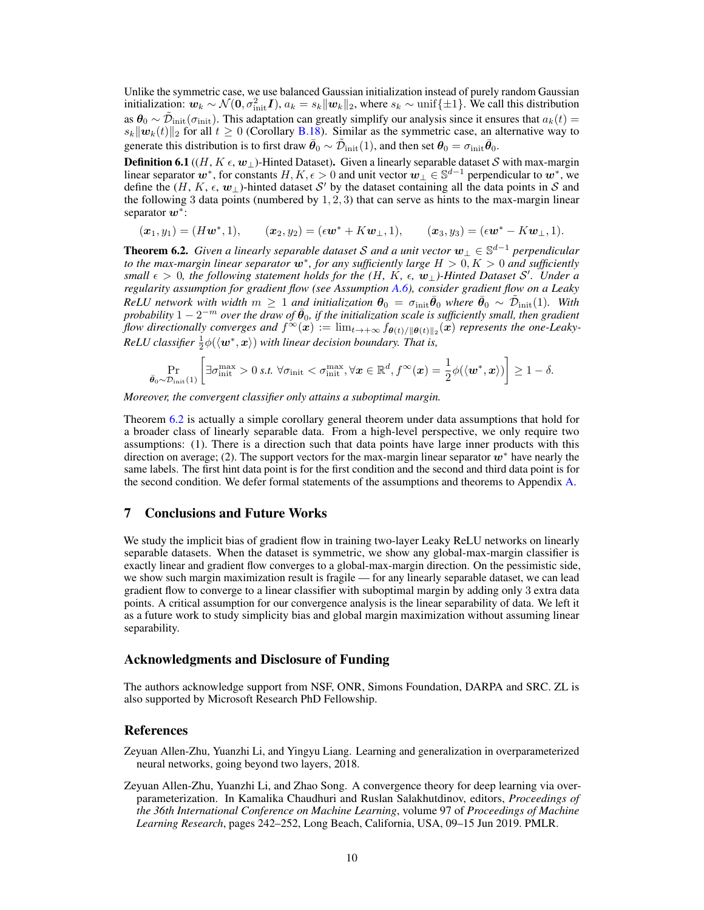Unlike the symmetric case, we use balanced Gaussian initialization instead of purely random Gaussian initialization: $\boldsymbol{w}_k \sim \mathcal{N}(\boldsymbol{0}, \sigma_{\mathrm{init}}^2 \boldsymbol{I})$, $a_k = s_k \|\boldsymbol{w}_k\|_2$, where $s_k \sim \mathrm{unif}\{\pm 1\}$. We call this distribution as $\boldsymbol{\theta}_0 \sim \tilde{\mathcal{D}}_{\mathrm{init}}(\sigma_{\mathrm{init}})$. This adaptation can greatly simplify our analysis since it ensures that $a_k(t) = s_k \|\boldsymbol{w}_k(t)\|_2$ for all $t \geq 0$ (Corollary B.18). Similar as the symmetric case, an alternative way to generate this distribution is to first draw $\bar{\boldsymbol{\theta}}_0 \sim \tilde{\mathcal{D}}_{\mathrm{init}}(1)$, and then set $\boldsymbol{\theta}_0 = \sigma_{\mathrm{init}} \bar{\boldsymbol{\theta}}_0$.

**Definition 6.1** (($H$, $K$ $\epsilon$, $\boldsymbol{w}_\perp$)-Hinted Dataset)**.** Given a linearly separable dataset $\mathcal{S}$ with max-margin linear separator $\boldsymbol{w}^*$, for constants $H, K, \epsilon > 0$ and unit vector $\boldsymbol{w}_\perp \in \mathbb{S}^{d-1}$ perpendicular to $\boldsymbol{w}^*$, we define the ($H$, $K$, $\epsilon$, $\boldsymbol{w}_\perp$)-hinted dataset $\mathcal{S}'$ by the dataset containing all the data points in $\mathcal{S}$ and the following 3 data points (numbered by $1, 2, 3$) that can serve as hints to the max-margin linear separator $\boldsymbol{w}^*$:

$$(\boldsymbol{x}_1, y_1) = (H\boldsymbol{w}^*, 1), \qquad (\boldsymbol{x}_2, y_2) = (\epsilon \boldsymbol{w}^* + K\boldsymbol{w}_\perp, 1), \qquad (\boldsymbol{x}_3, y_3) = (\epsilon \boldsymbol{w}^* - K\boldsymbol{w}_\perp, 1).$$

**Theorem 6.2.** *Given a linearly separable dataset $\mathcal{S}$ and a unit vector $\boldsymbol{w}_\perp \in \mathbb{S}^{d-1}$ perpendicular to the max-margin linear separator $\boldsymbol{w}^*$, for any sufficiently large $H > 0, K > 0$ and sufficiently small $\epsilon > 0$, the following statement holds for the ($H$, $K$, $\epsilon$, $\boldsymbol{w}_\perp$)-Hinted Dataset $\mathcal{S}'$. Under a regularity assumption for gradient flow (see Assumption A.6), consider gradient flow on a Leaky ReLU network with width $m \geq 1$ and initialization $\boldsymbol{\theta}_0 = \sigma_{\mathrm{init}} \bar{\boldsymbol{\theta}}_0$ where $\bar{\boldsymbol{\theta}}_0 \sim \tilde{\mathcal{D}}_{\mathrm{init}}(1)$. With probability $1 - 2^{-m}$ over the draw of $\bar{\boldsymbol{\theta}}_0$, if the initialization scale is sufficiently small, then gradient flow directionally converges and $f^\infty(\boldsymbol{x}) := \lim_{t \to +\infty} f_{\boldsymbol{\theta}(t)/\|\boldsymbol{\theta}(t)\|_2}(\boldsymbol{x})$ represents the one-Leaky-ReLU classifier $\frac{1}{2}\phi(\langle \boldsymbol{w}^*, \boldsymbol{x} \rangle)$ with linear decision boundary. That is,*

$$\Pr_{\bar{\boldsymbol{\theta}}_0 \sim \mathcal{D}_{\mathrm{init}}(1)} \left[ \exists \sigma_{\mathrm{init}}^{\max} > 0 \text{ s.t. } \forall \sigma_{\mathrm{init}} < \sigma_{\mathrm{init}}^{\max}, \forall \boldsymbol{x} \in \mathbb{R}^d, f^\infty(\boldsymbol{x}) = \frac{1}{2}\phi(\langle \boldsymbol{w}^*, \boldsymbol{x} \rangle) \right] \geq 1 - \delta.$$

*Moreover, the convergent classifier only attains a suboptimal margin.*

Theorem 6.2 is actually a simple corollary general theorem under data assumptions that hold for a broader class of linearly separable data. From a high-level perspective, we only require two assumptions: (1). There is a direction such that data points have large inner products with this direction on average; (2). The support vectors for the max-margin linear separator $\boldsymbol{w}^*$ have nearly the same labels. The first hint data point is for the first condition and the second and third data point is for the second condition. We defer formal statements of the assumptions and theorems to Appendix A.

## 7 Conclusions and Future Works

We study the implicit bias of gradient flow in training two-layer Leaky ReLU networks on linearly separable datasets. When the dataset is symmetric, we show any global-max-margin classifier is exactly linear and gradient flow converges to a global-max-margin direction. On the pessimistic side, we show such margin maximization result is fragile — for any linearly separable dataset, we can lead gradient flow to converge to a linear classifier with suboptimal margin by adding only 3 extra data points. A critical assumption for our convergence analysis is the linear separability of data. We left it as a future work to study simplicity bias and global margin maximization without assuming linear separability.

## Acknowledgments and Disclosure of Funding

The authors acknowledge support from NSF, ONR, Simons Foundation, DARPA and SRC. ZL is also supported by Microsoft Research PhD Fellowship.

## References

Zeyuan Allen-Zhu, Yuanzhi Li, and Yingyu Liang. Learning and generalization in overparameterized neural networks, going beyond two layers, 2018.

Zeyuan Allen-Zhu, Yuanzhi Li, and Zhao Song. A convergence theory for deep learning via over-parameterization. In Kamalika Chaudhuri and Ruslan Salakhutdinov, editors, *Proceedings of the 36th International Conference on Machine Learning*, volume 97 of *Proceedings of Machine Learning Research*, pages 242–252, Long Beach, California, USA, 09–15 Jun 2019. PMLR.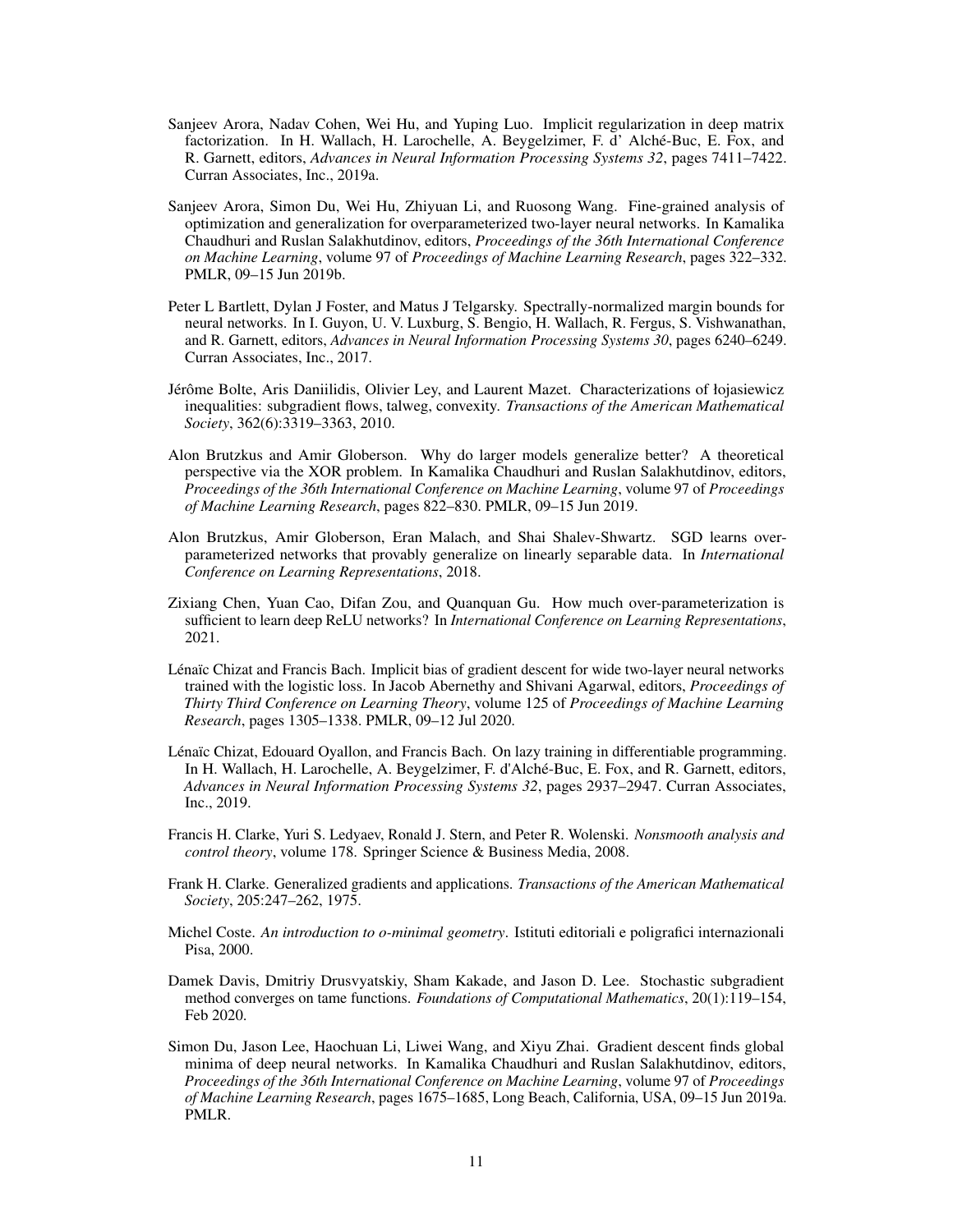Sanjeev Arora, Nadav Cohen, Wei Hu, and Yuping Luo. Implicit regularization in deep matrix factorization. In H. Wallach, H. Larochelle, A. Beygelzimer, F. d' Alché-Buc, E. Fox, and R. Garnett, editors, *Advances in Neural Information Processing Systems 32*, pages 7411–7422. Curran Associates, Inc., 2019a.

Sanjeev Arora, Simon Du, Wei Hu, Zhiyuan Li, and Ruosong Wang. Fine-grained analysis of optimization and generalization for overparameterized two-layer neural networks. In Kamalika Chaudhuri and Ruslan Salakhutdinov, editors, *Proceedings of the 36th International Conference on Machine Learning*, volume 97 of *Proceedings of Machine Learning Research*, pages 322–332. PMLR, 09–15 Jun 2019b.

Peter L Bartlett, Dylan J Foster, and Matus J Telgarsky. Spectrally-normalized margin bounds for neural networks. In I. Guyon, U. V. Luxburg, S. Bengio, H. Wallach, R. Fergus, S. Vishwanathan, and R. Garnett, editors, *Advances in Neural Information Processing Systems 30*, pages 6240–6249. Curran Associates, Inc., 2017.

Jérôme Bolte, Aris Daniilidis, Olivier Ley, and Laurent Mazet. Characterizations of łojasiewicz inequalities: subgradient flows, talweg, convexity. *Transactions of the American Mathematical Society*, 362(6):3319–3363, 2010.

Alon Brutzkus and Amir Globerson. Why do larger models generalize better? A theoretical perspective via the XOR problem. In Kamalika Chaudhuri and Ruslan Salakhutdinov, editors, *Proceedings of the 36th International Conference on Machine Learning*, volume 97 of *Proceedings of Machine Learning Research*, pages 822–830. PMLR, 09–15 Jun 2019.

Alon Brutzkus, Amir Globerson, Eran Malach, and Shai Shalev-Shwartz. SGD learns over-parameterized networks that provably generalize on linearly separable data. In *International Conference on Learning Representations*, 2018.

Zixiang Chen, Yuan Cao, Difan Zou, and Quanquan Gu. How much over-parameterization is sufficient to learn deep ReLU networks? In *International Conference on Learning Representations*, 2021.

Lénaïc Chizat and Francis Bach. Implicit bias of gradient descent for wide two-layer neural networks trained with the logistic loss. In Jacob Abernethy and Shivani Agarwal, editors, *Proceedings of Thirty Third Conference on Learning Theory*, volume 125 of *Proceedings of Machine Learning Research*, pages 1305–1338. PMLR, 09–12 Jul 2020.

Lénaïc Chizat, Edouard Oyallon, and Francis Bach. On lazy training in differentiable programming. In H. Wallach, H. Larochelle, A. Beygelzimer, F. d'Alché-Buc, E. Fox, and R. Garnett, editors, *Advances in Neural Information Processing Systems 32*, pages 2937–2947. Curran Associates, Inc., 2019.

Francis H. Clarke, Yuri S. Ledyaev, Ronald J. Stern, and Peter R. Wolenski. *Nonsmooth analysis and control theory*, volume 178. Springer Science & Business Media, 2008.

Frank H. Clarke. Generalized gradients and applications. *Transactions of the American Mathematical Society*, 205:247–262, 1975.

Michel Coste. *An introduction to o-minimal geometry*. Istituti editoriali e poligrafici internazionali Pisa, 2000.

Damek Davis, Dmitriy Drusvyatskiy, Sham Kakade, and Jason D. Lee. Stochastic subgradient method converges on tame functions. *Foundations of Computational Mathematics*, 20(1):119–154, Feb 2020.

Simon Du, Jason Lee, Haochuan Li, Liwei Wang, and Xiyu Zhai. Gradient descent finds global minima of deep neural networks. In Kamalika Chaudhuri and Ruslan Salakhutdinov, editors, *Proceedings of the 36th International Conference on Machine Learning*, volume 97 of *Proceedings of Machine Learning Research*, pages 1675–1685, Long Beach, California, USA, 09–15 Jun 2019a. PMLR.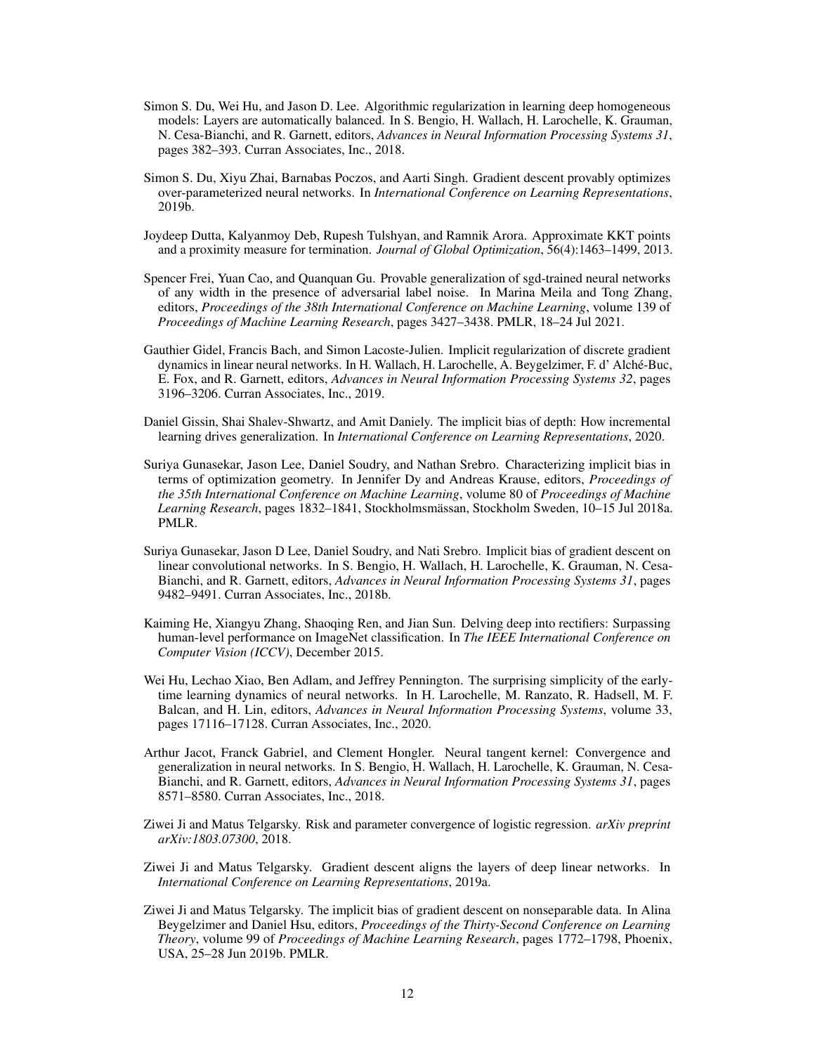Simon S. Du, Wei Hu, and Jason D. Lee. Algorithmic regularization in learning deep homogeneous models: Layers are automatically balanced. In S. Bengio, H. Wallach, H. Larochelle, K. Grauman, N. Cesa-Bianchi, and R. Garnett, editors, *Advances in Neural Information Processing Systems 31*, pages 382–393. Curran Associates, Inc., 2018.

Simon S. Du, Xiyu Zhai, Barnabas Poczos, and Aarti Singh. Gradient descent provably optimizes over-parameterized neural networks. In *International Conference on Learning Representations*, 2019b.

Joydeep Dutta, Kalyanmoy Deb, Rupesh Tulshyan, and Ramnik Arora. Approximate KKT points and a proximity measure for termination. *Journal of Global Optimization*, 56(4):1463–1499, 2013.

Spencer Frei, Yuan Cao, and Quanquan Gu. Provable generalization of sgd-trained neural networks of any width in the presence of adversarial label noise. In Marina Meila and Tong Zhang, editors, *Proceedings of the 38th International Conference on Machine Learning*, volume 139 of *Proceedings of Machine Learning Research*, pages 3427–3438. PMLR, 18–24 Jul 2021.

Gauthier Gidel, Francis Bach, and Simon Lacoste-Julien. Implicit regularization of discrete gradient dynamics in linear neural networks. In H. Wallach, H. Larochelle, A. Beygelzimer, F. d' Alché-Buc, E. Fox, and R. Garnett, editors, *Advances in Neural Information Processing Systems 32*, pages 3196–3206. Curran Associates, Inc., 2019.

Daniel Gissin, Shai Shalev-Shwartz, and Amit Daniely. The implicit bias of depth: How incremental learning drives generalization. In *International Conference on Learning Representations*, 2020.

Suriya Gunasekar, Jason Lee, Daniel Soudry, and Nathan Srebro. Characterizing implicit bias in terms of optimization geometry. In Jennifer Dy and Andreas Krause, editors, *Proceedings of the 35th International Conference on Machine Learning*, volume 80 of *Proceedings of Machine Learning Research*, pages 1832–1841, Stockholmsmässan, Stockholm Sweden, 10–15 Jul 2018a. PMLR.

Suriya Gunasekar, Jason D Lee, Daniel Soudry, and Nati Srebro. Implicit bias of gradient descent on linear convolutional networks. In S. Bengio, H. Wallach, H. Larochelle, K. Grauman, N. Cesa-Bianchi, and R. Garnett, editors, *Advances in Neural Information Processing Systems 31*, pages 9482–9491. Curran Associates, Inc., 2018b.

Kaiming He, Xiangyu Zhang, Shaoqing Ren, and Jian Sun. Delving deep into rectifiers: Surpassing human-level performance on ImageNet classification. In *The IEEE International Conference on Computer Vision (ICCV)*, December 2015.

Wei Hu, Lechao Xiao, Ben Adlam, and Jeffrey Pennington. The surprising simplicity of the early-time learning dynamics of neural networks. In H. Larochelle, M. Ranzato, R. Hadsell, M. F. Balcan, and H. Lin, editors, *Advances in Neural Information Processing Systems*, volume 33, pages 17116–17128. Curran Associates, Inc., 2020.

Arthur Jacot, Franck Gabriel, and Clement Hongler. Neural tangent kernel: Convergence and generalization in neural networks. In S. Bengio, H. Wallach, H. Larochelle, K. Grauman, N. Cesa-Bianchi, and R. Garnett, editors, *Advances in Neural Information Processing Systems 31*, pages 8571–8580. Curran Associates, Inc., 2018.

Ziwei Ji and Matus Telgarsky. Risk and parameter convergence of logistic regression. *arXiv preprint arXiv:1803.07300*, 2018.

Ziwei Ji and Matus Telgarsky. Gradient descent aligns the layers of deep linear networks. In *International Conference on Learning Representations*, 2019a.

Ziwei Ji and Matus Telgarsky. The implicit bias of gradient descent on nonseparable data. In Alina Beygelzimer and Daniel Hsu, editors, *Proceedings of the Thirty-Second Conference on Learning Theory*, volume 99 of *Proceedings of Machine Learning Research*, pages 1772–1798, Phoenix, USA, 25–28 Jun 2019b. PMLR.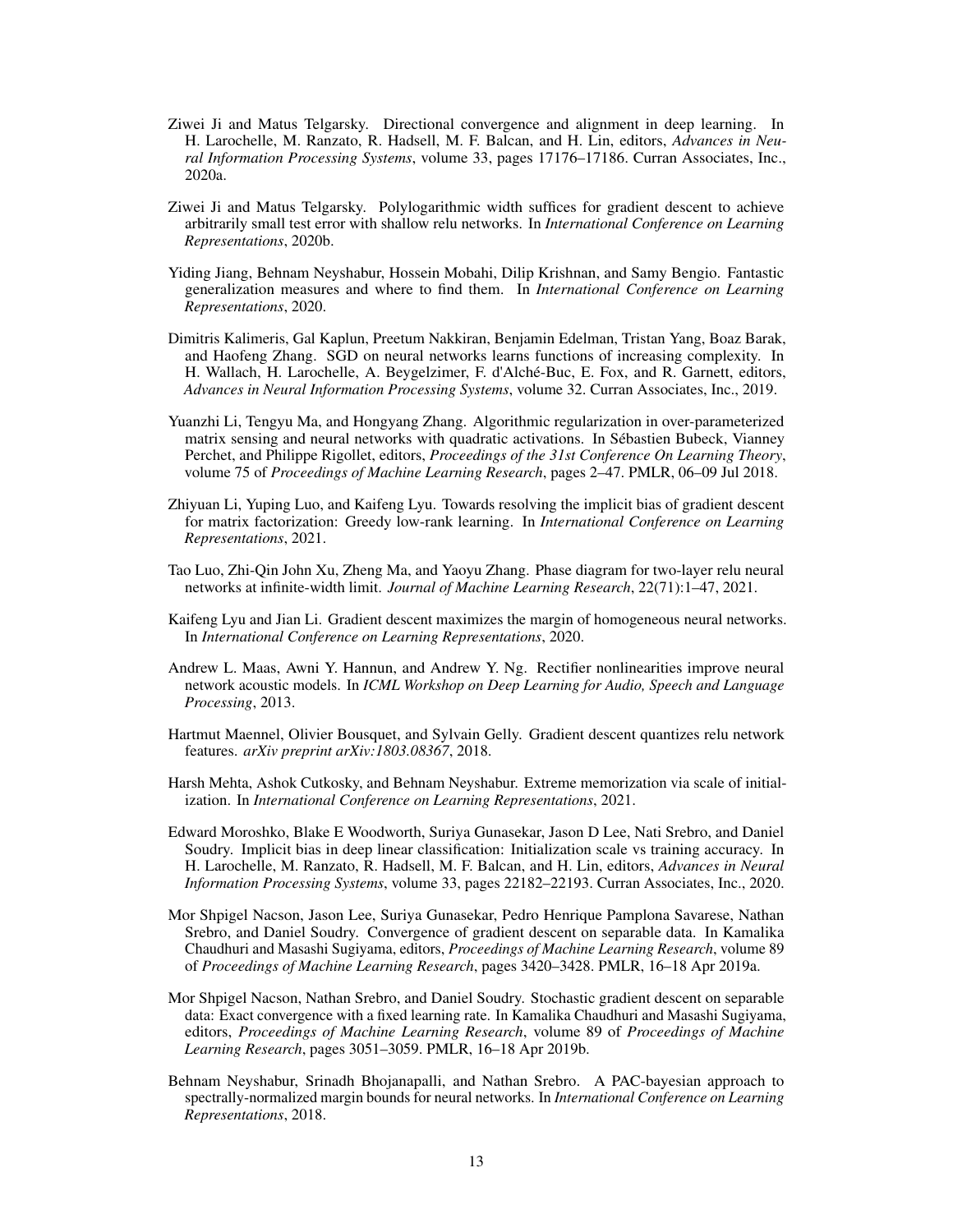Ziwei Ji and Matus Telgarsky. Directional convergence and alignment in deep learning. In H. Larochelle, M. Ranzato, R. Hadsell, M. F. Balcan, and H. Lin, editors, *Advances in Neural Information Processing Systems*, volume 33, pages 17176–17186. Curran Associates, Inc., 2020a.

Ziwei Ji and Matus Telgarsky. Polylogarithmic width suffices for gradient descent to achieve arbitrarily small test error with shallow relu networks. In *International Conference on Learning Representations*, 2020b.

Yiding Jiang, Behnam Neyshabur, Hossein Mobahi, Dilip Krishnan, and Samy Bengio. Fantastic generalization measures and where to find them. In *International Conference on Learning Representations*, 2020.

Dimitris Kalimeris, Gal Kaplun, Preetum Nakkiran, Benjamin Edelman, Tristan Yang, Boaz Barak, and Haofeng Zhang. SGD on neural networks learns functions of increasing complexity. In H. Wallach, H. Larochelle, A. Beygelzimer, F. d'Alché-Buc, E. Fox, and R. Garnett, editors, *Advances in Neural Information Processing Systems*, volume 32. Curran Associates, Inc., 2019.

Yuanzhi Li, Tengyu Ma, and Hongyang Zhang. Algorithmic regularization in over-parameterized matrix sensing and neural networks with quadratic activations. In Sébastien Bubeck, Vianney Perchet, and Philippe Rigollet, editors, *Proceedings of the 31st Conference On Learning Theory*, volume 75 of *Proceedings of Machine Learning Research*, pages 2–47. PMLR, 06–09 Jul 2018.

Zhiyuan Li, Yuping Luo, and Kaifeng Lyu. Towards resolving the implicit bias of gradient descent for matrix factorization: Greedy low-rank learning. In *International Conference on Learning Representations*, 2021.

Tao Luo, Zhi-Qin John Xu, Zheng Ma, and Yaoyu Zhang. Phase diagram for two-layer relu neural networks at infinite-width limit. *Journal of Machine Learning Research*, 22(71):1–47, 2021.

Kaifeng Lyu and Jian Li. Gradient descent maximizes the margin of homogeneous neural networks. In *International Conference on Learning Representations*, 2020.

Andrew L. Maas, Awni Y. Hannun, and Andrew Y. Ng. Rectifier nonlinearities improve neural network acoustic models. In *ICML Workshop on Deep Learning for Audio, Speech and Language Processing*, 2013.

Hartmut Maennel, Olivier Bousquet, and Sylvain Gelly. Gradient descent quantizes relu network features. *arXiv preprint arXiv:1803.08367*, 2018.

Harsh Mehta, Ashok Cutkosky, and Behnam Neyshabur. Extreme memorization via scale of initialization. In *International Conference on Learning Representations*, 2021.

Edward Moroshko, Blake E Woodworth, Suriya Gunasekar, Jason D Lee, Nati Srebro, and Daniel Soudry. Implicit bias in deep linear classification: Initialization scale vs training accuracy. In H. Larochelle, M. Ranzato, R. Hadsell, M. F. Balcan, and H. Lin, editors, *Advances in Neural Information Processing Systems*, volume 33, pages 22182–22193. Curran Associates, Inc., 2020.

Mor Shpigel Nacson, Jason Lee, Suriya Gunasekar, Pedro Henrique Pamplona Savarese, Nathan Srebro, and Daniel Soudry. Convergence of gradient descent on separable data. In Kamalika Chaudhuri and Masashi Sugiyama, editors, *Proceedings of Machine Learning Research*, volume 89 of *Proceedings of Machine Learning Research*, pages 3420–3428. PMLR, 16–18 Apr 2019a.

Mor Shpigel Nacson, Nathan Srebro, and Daniel Soudry. Stochastic gradient descent on separable data: Exact convergence with a fixed learning rate. In Kamalika Chaudhuri and Masashi Sugiyama, editors, *Proceedings of Machine Learning Research*, volume 89 of *Proceedings of Machine Learning Research*, pages 3051–3059. PMLR, 16–18 Apr 2019b.

Behnam Neyshabur, Srinadh Bhojanapalli, and Nathan Srebro. A PAC-bayesian approach to spectrally-normalized margin bounds for neural networks. In *International Conference on Learning Representations*, 2018.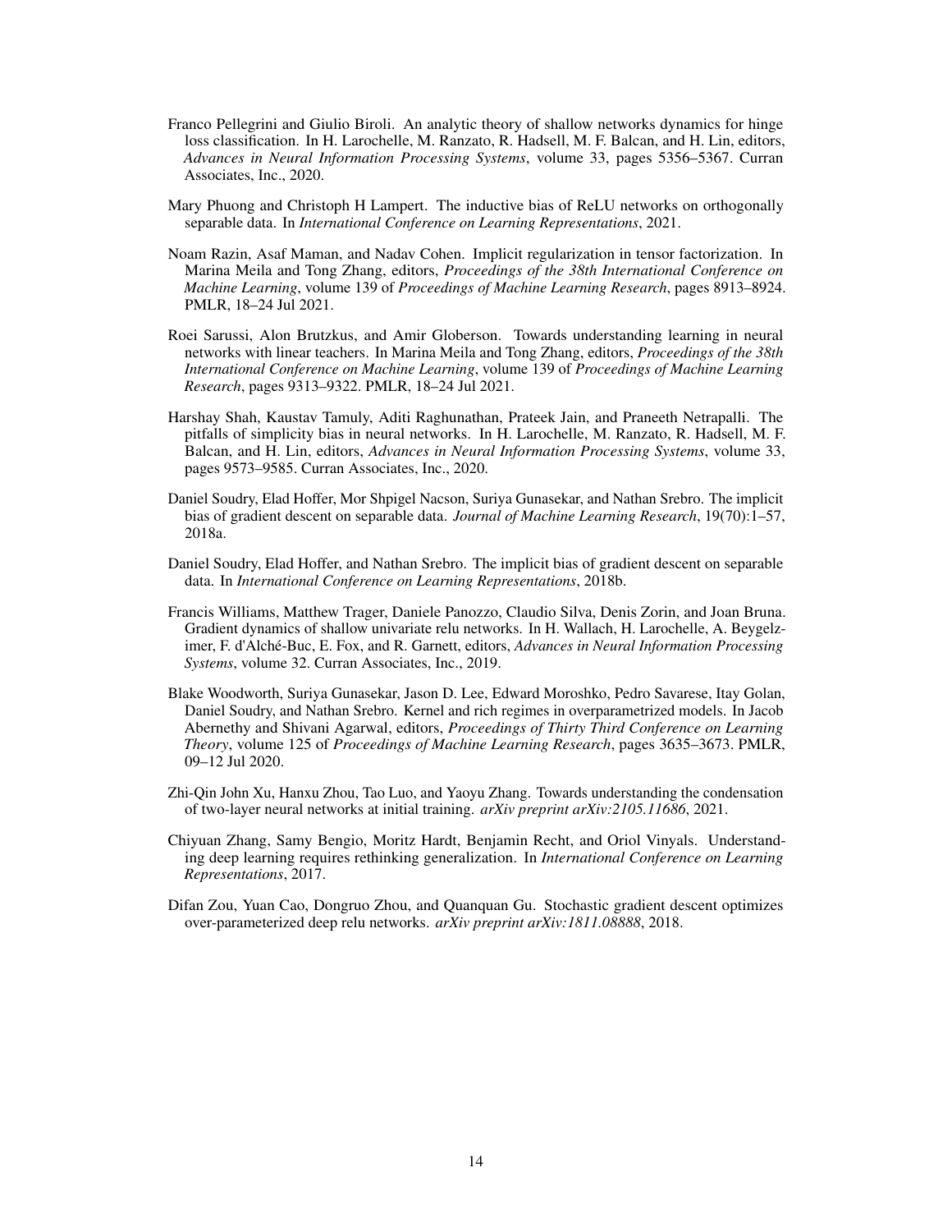Franco Pellegrini and Giulio Biroli. An analytic theory of shallow networks dynamics for hinge loss classification. In H. Larochelle, M. Ranzato, R. Hadsell, M. F. Balcan, and H. Lin, editors, *Advances in Neural Information Processing Systems*, volume 33, pages 5356–5367. Curran Associates, Inc., 2020.

Mary Phuong and Christoph H Lampert. The inductive bias of ReLU networks on orthogonally separable data. In *International Conference on Learning Representations*, 2021.

Noam Razin, Asaf Maman, and Nadav Cohen. Implicit regularization in tensor factorization. In Marina Meila and Tong Zhang, editors, *Proceedings of the 38th International Conference on Machine Learning*, volume 139 of *Proceedings of Machine Learning Research*, pages 8913–8924. PMLR, 18–24 Jul 2021.

Roei Sarussi, Alon Brutzkus, and Amir Globerson. Towards understanding learning in neural networks with linear teachers. In Marina Meila and Tong Zhang, editors, *Proceedings of the 38th International Conference on Machine Learning*, volume 139 of *Proceedings of Machine Learning Research*, pages 9313–9322. PMLR, 18–24 Jul 2021.

Harshay Shah, Kaustav Tamuly, Aditi Raghunathan, Prateek Jain, and Praneeth Netrapalli. The pitfalls of simplicity bias in neural networks. In H. Larochelle, M. Ranzato, R. Hadsell, M. F. Balcan, and H. Lin, editors, *Advances in Neural Information Processing Systems*, volume 33, pages 9573–9585. Curran Associates, Inc., 2020.

Daniel Soudry, Elad Hoffer, Mor Shpigel Nacson, Suriya Gunasekar, and Nathan Srebro. The implicit bias of gradient descent on separable data. *Journal of Machine Learning Research*, 19(70):1–57, 2018a.

Daniel Soudry, Elad Hoffer, and Nathan Srebro. The implicit bias of gradient descent on separable data. In *International Conference on Learning Representations*, 2018b.

Francis Williams, Matthew Trager, Daniele Panozzo, Claudio Silva, Denis Zorin, and Joan Bruna. Gradient dynamics of shallow univariate relu networks. In H. Wallach, H. Larochelle, A. Beygelzimer, F. d'Alché-Buc, E. Fox, and R. Garnett, editors, *Advances in Neural Information Processing Systems*, volume 32. Curran Associates, Inc., 2019.

Blake Woodworth, Suriya Gunasekar, Jason D. Lee, Edward Moroshko, Pedro Savarese, Itay Golan, Daniel Soudry, and Nathan Srebro. Kernel and rich regimes in overparametrized models. In Jacob Abernethy and Shivani Agarwal, editors, *Proceedings of Thirty Third Conference on Learning Theory*, volume 125 of *Proceedings of Machine Learning Research*, pages 3635–3673. PMLR, 09–12 Jul 2020.

Zhi-Qin John Xu, Hanxu Zhou, Tao Luo, and Yaoyu Zhang. Towards understanding the condensation of two-layer neural networks at initial training. *arXiv preprint arXiv:2105.11686*, 2021.

Chiyuan Zhang, Samy Bengio, Moritz Hardt, Benjamin Recht, and Oriol Vinyals. Understanding deep learning requires rethinking generalization. In *International Conference on Learning Representations*, 2017.

Difan Zou, Yuan Cao, Dongruo Zhou, and Quanquan Gu. Stochastic gradient descent optimizes over-parameterized deep relu networks. *arXiv preprint arXiv:1811.08888*, 2018.